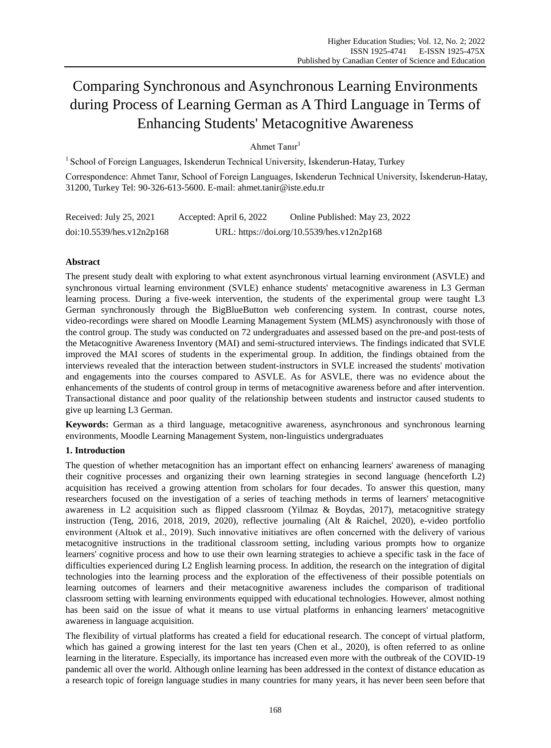# Comparing Synchronous and Asynchronous Learning Environments during Process of Learning German as A Third Language in Terms of Enhancing Students' Metacognitive Awareness

Ahmet Tanır[1]

[1] School of Foreign Languages, Iskenderun Technical University, İskenderun-Hatay, Turkey

Correspondence: Ahmet Tanır, School of Foreign Languages, Iskenderun Technical University, İskenderun-Hatay, 31200, Turkey Tel: 90-326-613-5600. E-mail: ahmet.tanir@iste.edu.tr

Received: July 25, 2021 Accepted: April 6, 2022 Online Published: May 23, 2022

doi:10.5539/hes.v12n2p168 URL: https://doi.org/10.5539/hes.v12n2p168

## Abstract

The present study dealt with exploring to what extent asynchronous virtual learning environment (ASVLE) and synchronous virtual learning environment (SVLE) enhance students' metacognitive awareness in L3 German learning process. During a five-week intervention, the students of the experimental group were taught L3 German synchronously through the BigBlueButton web conferencing system. In contrast, course notes, video-recordings were shared on Moodle Learning Management System (MLMS) asynchronously with those of the control group. The study was conducted on 72 undergraduates and assessed based on the pre-and post-tests of the Metacognitive Awareness Inventory (MAI) and semi-structured interviews. The findings indicated that SVLE improved the MAI scores of students in the experimental group. In addition, the findings obtained from the interviews revealed that the interaction between student-instructors in SVLE increased the students' motivation and engagements into the courses compared to ASVLE. As for ASVLE, there was no evidence about the enhancements of the students of control group in terms of metacognitive awareness before and after intervention. Transactional distance and poor quality of the relationship between students and instructor caused students to give up learning L3 German.

**Keywords:** German as a third language, metacognitive awareness, asynchronous and synchronous learning environments, Moodle Learning Management System, non-linguistics undergraduates

## 1. Introduction

The question of whether metacognition has an important effect on enhancing learners' awareness of managing their cognitive processes and organizing their own learning strategies in second language (henceforth L2) acquisition has received a growing attention from scholars for four decades. To answer this question, many researchers focused on the investigation of a series of teaching methods in terms of learners' metacognitive awareness in L2 acquisition such as flipped classroom (Yilmaz & Boydas, 2017), metacognitive strategy instruction (Teng, 2016, 2018, 2019, 2020), reflective journaling (Alt & Raichel, 2020), e-video portfolio environment (Altıok et al., 2019). Such innovative initiatives are often concerned with the delivery of various metacognitive instructions in the traditional classroom setting, including various prompts how to organize learners' cognitive process and how to use their own learning strategies to achieve a specific task in the face of difficulties experienced during L2 English learning process. In addition, the research on the integration of digital technologies into the learning process and the exploration of the effectiveness of their possible potentials on learning outcomes of learners and their metacognitive awareness includes the comparison of traditional classroom setting with learning environments equipped with educational technologies. However, almost nothing has been said on the issue of what it means to use virtual platforms in enhancing learners' metacognitive awareness in language acquisition.

The flexibility of virtual platforms has created a field for educational research. The concept of virtual platform, which has gained a growing interest for the last ten years (Chen et al., 2020), is often referred to as online learning in the literature. Especially, its importance has increased even more with the outbreak of the COVID-19 pandemic all over the world. Although online learning has been addressed in the context of distance education as a research topic of foreign language studies in many countries for many years, it has never been seen before that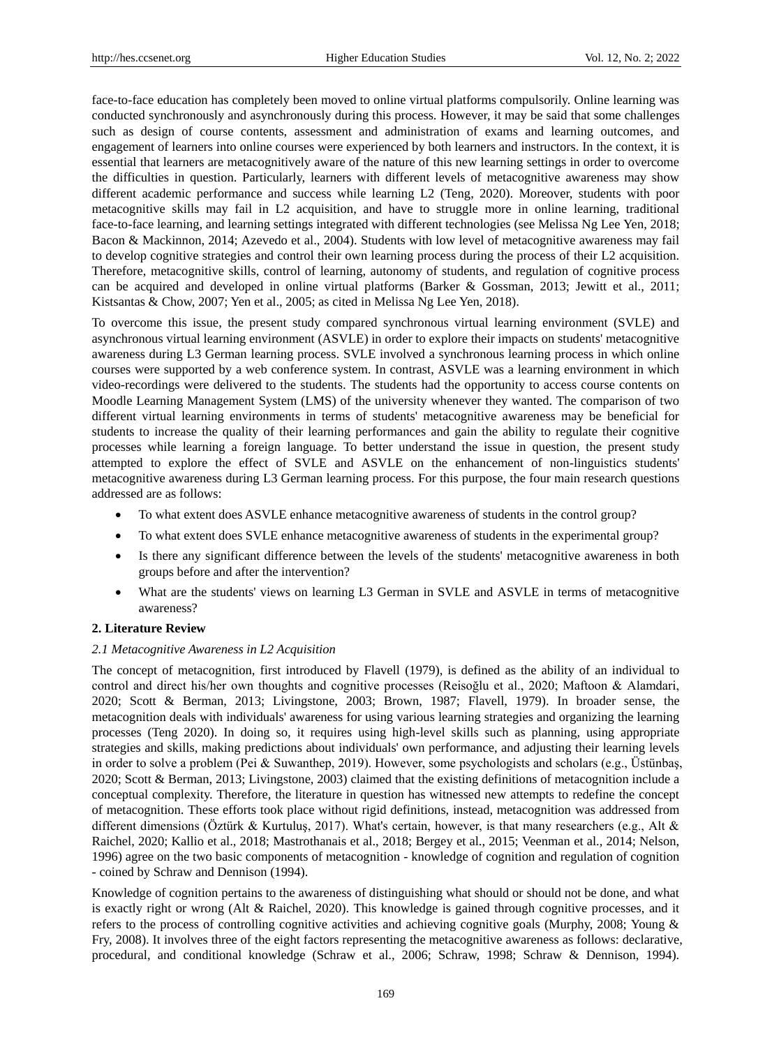face-to-face education has completely been moved to online virtual platforms compulsorily. Online learning was conducted synchronously and asynchronously during this process. However, it may be said that some challenges such as design of course contents, assessment and administration of exams and learning outcomes, and engagement of learners into online courses were experienced by both learners and instructors. In the context, it is essential that learners are metacognitively aware of the nature of this new learning settings in order to overcome the difficulties in question. Particularly, learners with different levels of metacognitive awareness may show different academic performance and success while learning L2 (Teng, 2020). Moreover, students with poor metacognitive skills may fail in L2 acquisition, and have to struggle more in online learning, traditional face-to-face learning, and learning settings integrated with different technologies (see Melissa Ng Lee Yen, 2018; Bacon & Mackinnon, 2014; Azevedo et al., 2004). Students with low level of metacognitive awareness may fail to develop cognitive strategies and control their own learning process during the process of their L2 acquisition. Therefore, metacognitive skills, control of learning, autonomy of students, and regulation of cognitive process can be acquired and developed in online virtual platforms (Barker & Gossman, 2013; Jewitt et al., 2011; Kistsantas & Chow, 2007; Yen et al., 2005; as cited in Melissa Ng Lee Yen, 2018).

To overcome this issue, the present study compared synchronous virtual learning environment (SVLE) and asynchronous virtual learning environment (ASVLE) in order to explore their impacts on students' metacognitive awareness during L3 German learning process. SVLE involved a synchronous learning process in which online courses were supported by a web conference system. In contrast, ASVLE was a learning environment in which video-recordings were delivered to the students. The students had the opportunity to access course contents on Moodle Learning Management System (LMS) of the university whenever they wanted. The comparison of two different virtual learning environments in terms of students' metacognitive awareness may be beneficial for students to increase the quality of their learning performances and gain the ability to regulate their cognitive processes while learning a foreign language. To better understand the issue in question, the present study attempted to explore the effect of SVLE and ASVLE on the enhancement of non-linguistics students' metacognitive awareness during L3 German learning process. For this purpose, the four main research questions addressed are as follows:

- To what extent does ASVLE enhance metacognitive awareness of students in the control group?
- To what extent does SVLE enhance metacognitive awareness of students in the experimental group?
- Is there any significant difference between the levels of the students' metacognitive awareness in both groups before and after the intervention?
- What are the students' views on learning L3 German in SVLE and ASVLE in terms of metacognitive awareness?

## 2. Literature Review

### *2.1 Metacognitive Awareness in L2 Acquisition*

The concept of metacognition, first introduced by Flavell (1979), is defined as the ability of an individual to control and direct his/her own thoughts and cognitive processes (Reisoğlu et al., 2020; Maftoon & Alamdari, 2020; Scott & Berman, 2013; Livingstone, 2003; Brown, 1987; Flavell, 1979). In broader sense, the metacognition deals with individuals' awareness for using various learning strategies and organizing the learning processes (Teng 2020). In doing so, it requires using high-level skills such as planning, using appropriate strategies and skills, making predictions about individuals' own performance, and adjusting their learning levels in order to solve a problem (Pei & Suwanthep, 2019). However, some psychologists and scholars (e.g., Üstünbaş, 2020; Scott & Berman, 2013; Livingstone, 2003) claimed that the existing definitions of metacognition include a conceptual complexity. Therefore, the literature in question has witnessed new attempts to redefine the concept of metacognition. These efforts took place without rigid definitions, instead, metacognition was addressed from different dimensions (Öztürk & Kurtuluş, 2017). What's certain, however, is that many researchers (e.g., Alt & Raichel, 2020; Kallio et al., 2018; Mastrothanais et al., 2018; Bergey et al., 2015; Veenman et al., 2014; Nelson, 1996) agree on the two basic components of metacognition - knowledge of cognition and regulation of cognition - coined by Schraw and Dennison (1994).

Knowledge of cognition pertains to the awareness of distinguishing what should or should not be done, and what is exactly right or wrong (Alt & Raichel, 2020). This knowledge is gained through cognitive processes, and it refers to the process of controlling cognitive activities and achieving cognitive goals (Murphy, 2008; Young & Fry, 2008). It involves three of the eight factors representing the metacognitive awareness as follows: declarative, procedural, and conditional knowledge (Schraw et al., 2006; Schraw, 1998; Schraw & Dennison, 1994).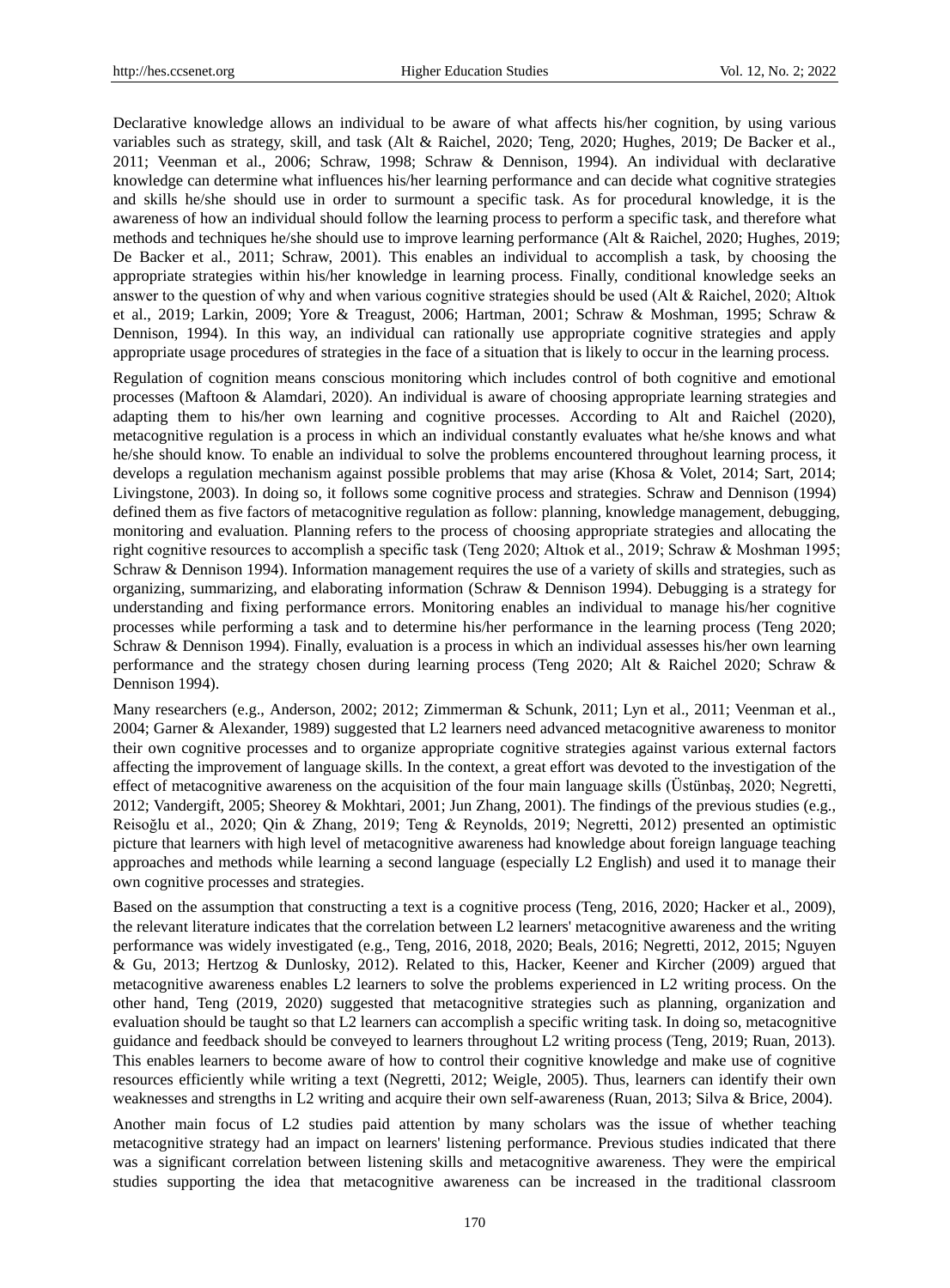Declarative knowledge allows an individual to be aware of what affects his/her cognition, by using various variables such as strategy, skill, and task (Alt & Raichel, 2020; Teng, 2020; Hughes, 2019; De Backer et al., 2011; Veenman et al., 2006; Schraw, 1998; Schraw & Dennison, 1994). An individual with declarative knowledge can determine what influences his/her learning performance and can decide what cognitive strategies and skills he/she should use in order to surmount a specific task. As for procedural knowledge, it is the awareness of how an individual should follow the learning process to perform a specific task, and therefore what methods and techniques he/she should use to improve learning performance (Alt & Raichel, 2020; Hughes, 2019; De Backer et al., 2011; Schraw, 2001). This enables an individual to accomplish a task, by choosing the appropriate strategies within his/her knowledge in learning process. Finally, conditional knowledge seeks an answer to the question of why and when various cognitive strategies should be used (Alt & Raichel, 2020; Altıok et al., 2019; Larkin, 2009; Yore & Treagust, 2006; Hartman, 2001; Schraw & Moshman, 1995; Schraw & Dennison, 1994). In this way, an individual can rationally use appropriate cognitive strategies and apply appropriate usage procedures of strategies in the face of a situation that is likely to occur in the learning process.

Regulation of cognition means conscious monitoring which includes control of both cognitive and emotional processes (Maftoon & Alamdari, 2020). An individual is aware of choosing appropriate learning strategies and adapting them to his/her own learning and cognitive processes. According to Alt and Raichel (2020), metacognitive regulation is a process in which an individual constantly evaluates what he/she knows and what he/she should know. To enable an individual to solve the problems encountered throughout learning process, it develops a regulation mechanism against possible problems that may arise (Khosa & Volet, 2014; Sart, 2014; Livingstone, 2003). In doing so, it follows some cognitive process and strategies. Schraw and Dennison (1994) defined them as five factors of metacognitive regulation as follow: planning, knowledge management, debugging, monitoring and evaluation. Planning refers to the process of choosing appropriate strategies and allocating the right cognitive resources to accomplish a specific task (Teng 2020; Altıok et al., 2019; Schraw & Moshman 1995; Schraw & Dennison 1994). Information management requires the use of a variety of skills and strategies, such as organizing, summarizing, and elaborating information (Schraw & Dennison 1994). Debugging is a strategy for understanding and fixing performance errors. Monitoring enables an individual to manage his/her cognitive processes while performing a task and to determine his/her performance in the learning process (Teng 2020; Schraw & Dennison 1994). Finally, evaluation is a process in which an individual assesses his/her own learning performance and the strategy chosen during learning process (Teng 2020; Alt & Raichel 2020; Schraw & Dennison 1994).

Many researchers (e.g., Anderson, 2002; 2012; Zimmerman & Schunk, 2011; Lyn et al., 2011; Veenman et al., 2004; Garner & Alexander, 1989) suggested that L2 learners need advanced metacognitive awareness to monitor their own cognitive processes and to organize appropriate cognitive strategies against various external factors affecting the improvement of language skills. In the context, a great effort was devoted to the investigation of the effect of metacognitive awareness on the acquisition of the four main language skills (Üstünbaş, 2020; Negretti, 2012; Vandergift, 2005; Sheorey & Mokhtari, 2001; Jun Zhang, 2001). The findings of the previous studies (e.g., Reisoğlu et al., 2020; Qin & Zhang, 2019; Teng & Reynolds, 2019; Negretti, 2012) presented an optimistic picture that learners with high level of metacognitive awareness had knowledge about foreign language teaching approaches and methods while learning a second language (especially L2 English) and used it to manage their own cognitive processes and strategies.

Based on the assumption that constructing a text is a cognitive process (Teng, 2016, 2020; Hacker et al., 2009), the relevant literature indicates that the correlation between L2 learners' metacognitive awareness and the writing performance was widely investigated (e.g., Teng, 2016, 2018, 2020; Beals, 2016; Negretti, 2012, 2015; Nguyen & Gu, 2013; Hertzog & Dunlosky, 2012). Related to this, Hacker, Keener and Kircher (2009) argued that metacognitive awareness enables L2 learners to solve the problems experienced in L2 writing process. On the other hand, Teng (2019, 2020) suggested that metacognitive strategies such as planning, organization and evaluation should be taught so that L2 learners can accomplish a specific writing task. In doing so, metacognitive guidance and feedback should be conveyed to learners throughout L2 writing process (Teng, 2019; Ruan, 2013). This enables learners to become aware of how to control their cognitive knowledge and make use of cognitive resources efficiently while writing a text (Negretti, 2012; Weigle, 2005). Thus, learners can identify their own weaknesses and strengths in L2 writing and acquire their own self-awareness (Ruan, 2013; Silva & Brice, 2004).

Another main focus of L2 studies paid attention by many scholars was the issue of whether teaching metacognitive strategy had an impact on learners' listening performance. Previous studies indicated that there was a significant correlation between listening skills and metacognitive awareness. They were the empirical studies supporting the idea that metacognitive awareness can be increased in the traditional classroom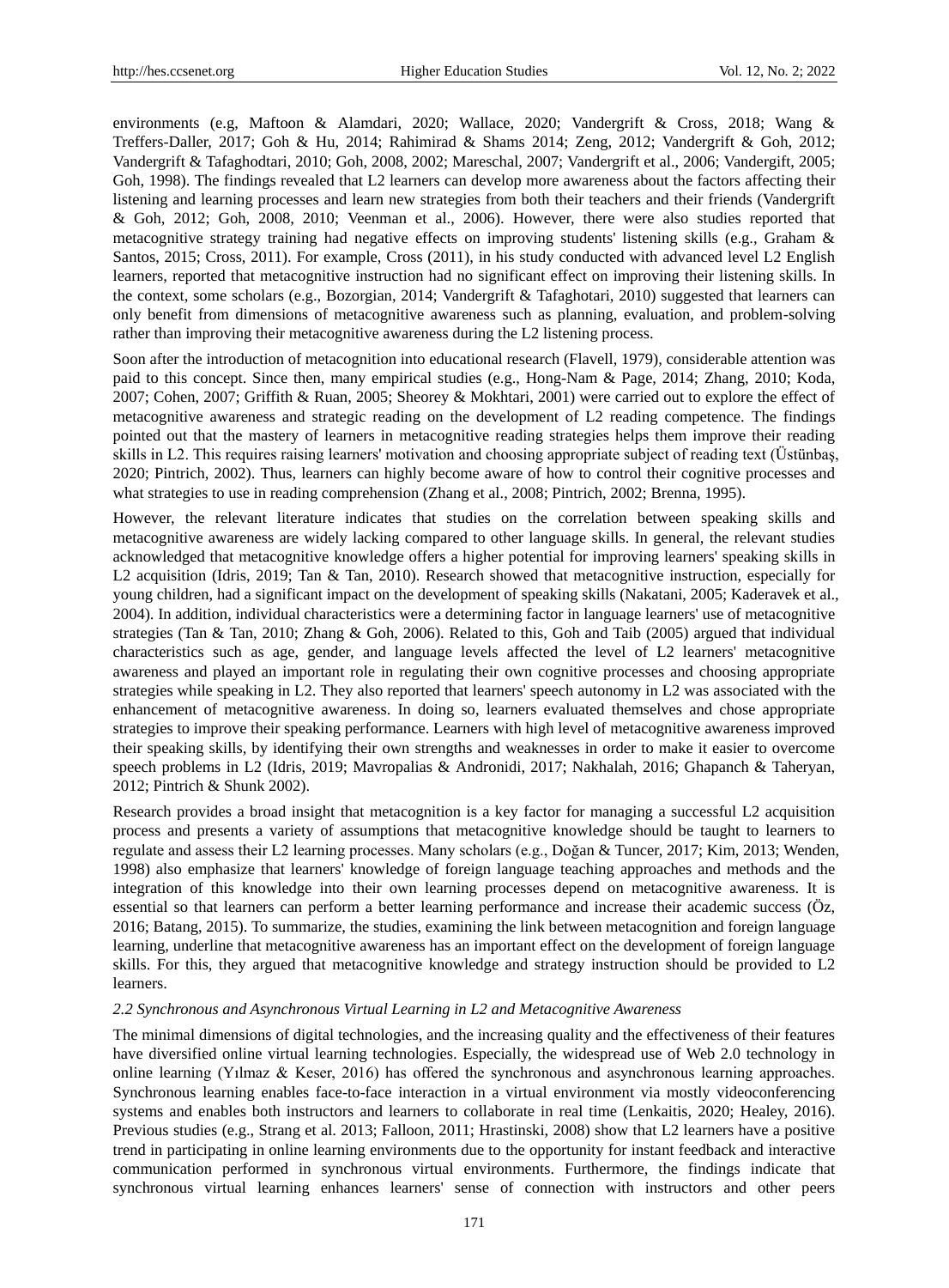environments (e.g, Maftoon & Alamdari, 2020; Wallace, 2020; Vandergrift & Cross, 2018; Wang & Treffers-Daller, 2017; Goh & Hu, 2014; Rahimirad & Shams 2014; Zeng, 2012; Vandergrift & Goh, 2012; Vandergrift & Tafaghodtari, 2010; Goh, 2008, 2002; Mareschal, 2007; Vandergrift et al., 2006; Vandergift, 2005; Goh, 1998). The findings revealed that L2 learners can develop more awareness about the factors affecting their listening and learning processes and learn new strategies from both their teachers and their friends (Vandergrift & Goh, 2012; Goh, 2008, 2010; Veenman et al., 2006). However, there were also studies reported that metacognitive strategy training had negative effects on improving students' listening skills (e.g., Graham & Santos, 2015; Cross, 2011). For example, Cross (2011), in his study conducted with advanced level L2 English learners, reported that metacognitive instruction had no significant effect on improving their listening skills. In the context, some scholars (e.g., Bozorgian, 2014; Vandergrift & Tafaghotari, 2010) suggested that learners can only benefit from dimensions of metacognitive awareness such as planning, evaluation, and problem-solving rather than improving their metacognitive awareness during the L2 listening process.

Soon after the introduction of metacognition into educational research (Flavell, 1979), considerable attention was paid to this concept. Since then, many empirical studies (e.g., Hong-Nam & Page, 2014; Zhang, 2010; Koda, 2007; Cohen, 2007; Griffith & Ruan, 2005; Sheorey & Mokhtari, 2001) were carried out to explore the effect of metacognitive awareness and strategic reading on the development of L2 reading competence. The findings pointed out that the mastery of learners in metacognitive reading strategies helps them improve their reading skills in L2. This requires raising learners' motivation and choosing appropriate subject of reading text (Üstünbaş, 2020; Pintrich, 2002). Thus, learners can highly become aware of how to control their cognitive processes and what strategies to use in reading comprehension (Zhang et al., 2008; Pintrich, 2002; Brenna, 1995).

However, the relevant literature indicates that studies on the correlation between speaking skills and metacognitive awareness are widely lacking compared to other language skills. In general, the relevant studies acknowledged that metacognitive knowledge offers a higher potential for improving learners' speaking skills in L2 acquisition (Idris, 2019; Tan & Tan, 2010). Research showed that metacognitive instruction, especially for young children, had a significant impact on the development of speaking skills (Nakatani, 2005; Kaderavek et al., 2004). In addition, individual characteristics were a determining factor in language learners' use of metacognitive strategies (Tan & Tan, 2010; Zhang & Goh, 2006). Related to this, Goh and Taib (2005) argued that individual characteristics such as age, gender, and language levels affected the level of L2 learners' metacognitive awareness and played an important role in regulating their own cognitive processes and choosing appropriate strategies while speaking in L2. They also reported that learners' speech autonomy in L2 was associated with the enhancement of metacognitive awareness. In doing so, learners evaluated themselves and chose appropriate strategies to improve their speaking performance. Learners with high level of metacognitive awareness improved their speaking skills, by identifying their own strengths and weaknesses in order to make it easier to overcome speech problems in L2 (Idris, 2019; Mavropalias & Andronidi, 2017; Nakhalah, 2016; Ghapanch & Taheryan, 2012; Pintrich & Shunk 2002).

Research provides a broad insight that metacognition is a key factor for managing a successful L2 acquisition process and presents a variety of assumptions that metacognitive knowledge should be taught to learners to regulate and assess their L2 learning processes. Many scholars (e.g., Doğan & Tuncer, 2017; Kim, 2013; Wenden, 1998) also emphasize that learners' knowledge of foreign language teaching approaches and methods and the integration of this knowledge into their own learning processes depend on metacognitive awareness. It is essential so that learners can perform a better learning performance and increase their academic success (Öz, 2016; Batang, 2015). To summarize, the studies, examining the link between metacognition and foreign language learning, underline that metacognitive awareness has an important effect on the development of foreign language skills. For this, they argued that metacognitive knowledge and strategy instruction should be provided to L2 learners.

### *2.2 Synchronous and Asynchronous Virtual Learning in L2 and Metacognitive Awareness*

The minimal dimensions of digital technologies, and the increasing quality and the effectiveness of their features have diversified online virtual learning technologies. Especially, the widespread use of Web 2.0 technology in online learning (Yılmaz & Keser, 2016) has offered the synchronous and asynchronous learning approaches. Synchronous learning enables face-to-face interaction in a virtual environment via mostly videoconferencing systems and enables both instructors and learners to collaborate in real time (Lenkaitis, 2020; Healey, 2016). Previous studies (e.g., Strang et al. 2013; Falloon, 2011; Hrastinski, 2008) show that L2 learners have a positive trend in participating in online learning environments due to the opportunity for instant feedback and interactive communication performed in synchronous virtual environments. Furthermore, the findings indicate that synchronous virtual learning enhances learners' sense of connection with instructors and other peers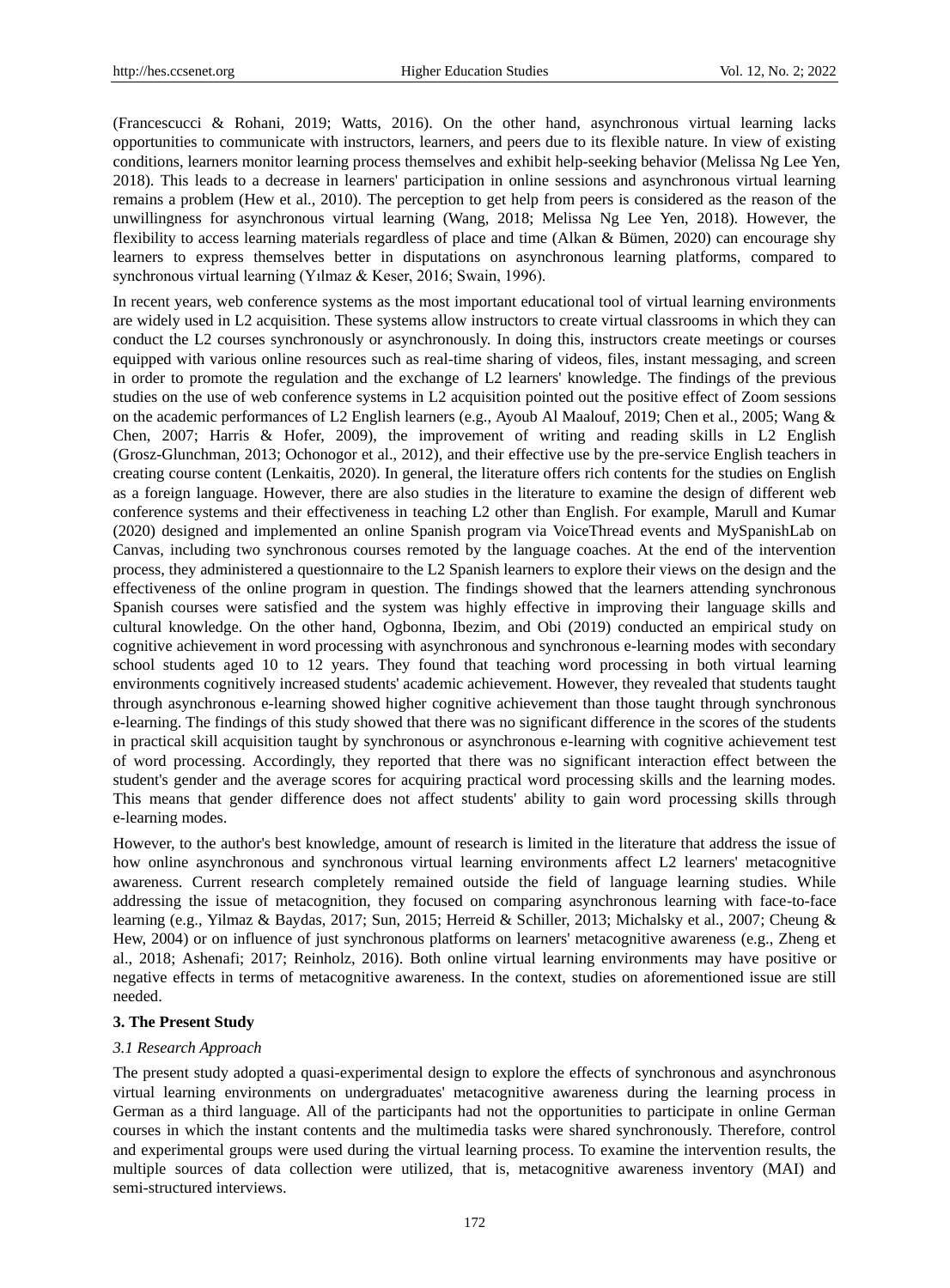(Francescucci & Rohani, 2019; Watts, 2016). On the other hand, asynchronous virtual learning lacks opportunities to communicate with instructors, learners, and peers due to its flexible nature. In view of existing conditions, learners monitor learning process themselves and exhibit help-seeking behavior (Melissa Ng Lee Yen, 2018). This leads to a decrease in learners' participation in online sessions and asynchronous virtual learning remains a problem (Hew et al., 2010). The perception to get help from peers is considered as the reason of the unwillingness for asynchronous virtual learning (Wang, 2018; Melissa Ng Lee Yen, 2018). However, the flexibility to access learning materials regardless of place and time (Alkan & Bümen, 2020) can encourage shy learners to express themselves better in disputations on asynchronous learning platforms, compared to synchronous virtual learning (Yılmaz & Keser, 2016; Swain, 1996).

In recent years, web conference systems as the most important educational tool of virtual learning environments are widely used in L2 acquisition. These systems allow instructors to create virtual classrooms in which they can conduct the L2 courses synchronously or asynchronously. In doing this, instructors create meetings or courses equipped with various online resources such as real-time sharing of videos, files, instant messaging, and screen in order to promote the regulation and the exchange of L2 learners' knowledge. The findings of the previous studies on the use of web conference systems in L2 acquisition pointed out the positive effect of Zoom sessions on the academic performances of L2 English learners (e.g., Ayoub Al Maalouf, 2019; Chen et al., 2005; Wang & Chen, 2007; Harris & Hofer, 2009), the improvement of writing and reading skills in L2 English (Grosz-Glunchman, 2013; Ochonogor et al., 2012), and their effective use by the pre-service English teachers in creating course content (Lenkaitis, 2020). In general, the literature offers rich contents for the studies on English as a foreign language. However, there are also studies in the literature to examine the design of different web conference systems and their effectiveness in teaching L2 other than English. For example, Marull and Kumar (2020) designed and implemented an online Spanish program via VoiceThread events and MySpanishLab on Canvas, including two synchronous courses remoted by the language coaches. At the end of the intervention process, they administered a questionnaire to the L2 Spanish learners to explore their views on the design and the effectiveness of the online program in question. The findings showed that the learners attending synchronous Spanish courses were satisfied and the system was highly effective in improving their language skills and cultural knowledge. On the other hand, Ogbonna, Ibezim, and Obi (2019) conducted an empirical study on cognitive achievement in word processing with asynchronous and synchronous e-learning modes with secondary school students aged 10 to 12 years. They found that teaching word processing in both virtual learning environments cognitively increased students' academic achievement. However, they revealed that students taught through asynchronous e-learning showed higher cognitive achievement than those taught through synchronous e-learning. The findings of this study showed that there was no significant difference in the scores of the students in practical skill acquisition taught by synchronous or asynchronous e-learning with cognitive achievement test of word processing. Accordingly, they reported that there was no significant interaction effect between the student's gender and the average scores for acquiring practical word processing skills and the learning modes. This means that gender difference does not affect students' ability to gain word processing skills through e-learning modes.

However, to the author's best knowledge, amount of research is limited in the literature that address the issue of how online asynchronous and synchronous virtual learning environments affect L2 learners' metacognitive awareness. Current research completely remained outside the field of language learning studies. While addressing the issue of metacognition, they focused on comparing asynchronous learning with face-to-face learning (e.g., Yilmaz & Baydas, 2017; Sun, 2015; Herreid & Schiller, 2013; Michalsky et al., 2007; Cheung & Hew, 2004) or on influence of just synchronous platforms on learners' metacognitive awareness (e.g., Zheng et al., 2018; Ashenafi; 2017; Reinholz, 2016). Both online virtual learning environments may have positive or negative effects in terms of metacognitive awareness. In the context, studies on aforementioned issue are still needed.

## 3. The Present Study

### *3.1 Research Approach*

The present study adopted a quasi-experimental design to explore the effects of synchronous and asynchronous virtual learning environments on undergraduates' metacognitive awareness during the learning process in German as a third language. All of the participants had not the opportunities to participate in online German courses in which the instant contents and the multimedia tasks were shared synchronously. Therefore, control and experimental groups were used during the virtual learning process. To examine the intervention results, the multiple sources of data collection were utilized, that is, metacognitive awareness inventory (MAI) and semi-structured interviews.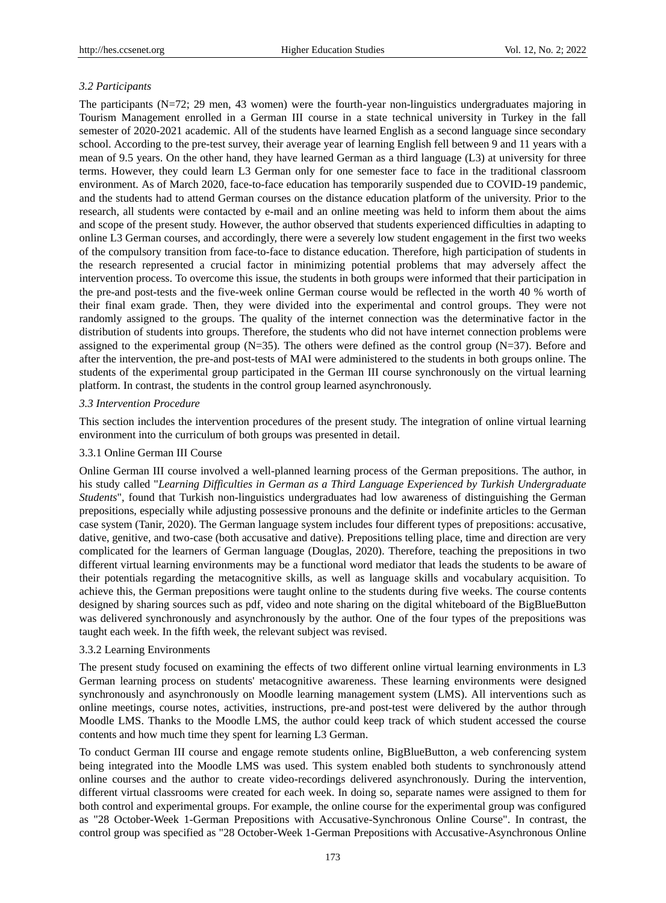### 3.2 Participants

The participants (N=72; 29 men, 43 women) were the fourth-year non-linguistics undergraduates majoring in Tourism Management enrolled in a German III course in a state technical university in Turkey in the fall semester of 2020-2021 academic. All of the students have learned English as a second language since secondary school. According to the pre-test survey, their average year of learning English fell between 9 and 11 years with a mean of 9.5 years. On the other hand, they have learned German as a third language (L3) at university for three terms. However, they could learn L3 German only for one semester face to face in the traditional classroom environment. As of March 2020, face-to-face education has temporarily suspended due to COVID-19 pandemic, and the students had to attend German courses on the distance education platform of the university. Prior to the research, all students were contacted by e-mail and an online meeting was held to inform them about the aims and scope of the present study. However, the author observed that students experienced difficulties in adapting to online L3 German courses, and accordingly, there were a severely low student engagement in the first two weeks of the compulsory transition from face-to-face to distance education. Therefore, high participation of students in the research represented a crucial factor in minimizing potential problems that may adversely affect the intervention process. To overcome this issue, the students in both groups were informed that their participation in the pre-and post-tests and the five-week online German course would be reflected in the worth 40 % worth of their final exam grade. Then, they were divided into the experimental and control groups. They were not randomly assigned to the groups. The quality of the internet connection was the determinative factor in the distribution of students into groups. Therefore, the students who did not have internet connection problems were assigned to the experimental group (N=35). The others were defined as the control group (N=37). Before and after the intervention, the pre-and post-tests of MAI were administered to the students in both groups online. The students of the experimental group participated in the German III course synchronously on the virtual learning platform. In contrast, the students in the control group learned asynchronously.

### 3.3 Intervention Procedure

This section includes the intervention procedures of the present study. The integration of online virtual learning environment into the curriculum of both groups was presented in detail.

#### 3.3.1 Online German III Course

Online German III course involved a well-planned learning process of the German prepositions. The author, in his study called "*Learning Difficulties in German as a Third Language Experienced by Turkish Undergraduate Students*", found that Turkish non-linguistics undergraduates had low awareness of distinguishing the German prepositions, especially while adjusting possessive pronouns and the definite or indefinite articles to the German case system (Tanir, 2020). The German language system includes four different types of prepositions: accusative, dative, genitive, and two-case (both accusative and dative). Prepositions telling place, time and direction are very complicated for the learners of German language (Douglas, 2020). Therefore, teaching the prepositions in two different virtual learning environments may be a functional word mediator that leads the students to be aware of their potentials regarding the metacognitive skills, as well as language skills and vocabulary acquisition. To achieve this, the German prepositions were taught online to the students during five weeks. The course contents designed by sharing sources such as pdf, video and note sharing on the digital whiteboard of the BigBlueButton was delivered synchronously and asynchronously by the author. One of the four types of the prepositions was taught each week. In the fifth week, the relevant subject was revised.

#### 3.3.2 Learning Environments

The present study focused on examining the effects of two different online virtual learning environments in L3 German learning process on students' metacognitive awareness. These learning environments were designed synchronously and asynchronously on Moodle learning management system (LMS). All interventions such as online meetings, course notes, activities, instructions, pre-and post-test were delivered by the author through Moodle LMS. Thanks to the Moodle LMS, the author could keep track of which student accessed the course contents and how much time they spent for learning L3 German.

To conduct German III course and engage remote students online, BigBlueButton, a web conferencing system being integrated into the Moodle LMS was used. This system enabled both students to synchronously attend online courses and the author to create video-recordings delivered asynchronously. During the intervention, different virtual classrooms were created for each week. In doing so, separate names were assigned to them for both control and experimental groups. For example, the online course for the experimental group was configured as "28 October-Week 1-German Prepositions with Accusative-Synchronous Online Course". In contrast, the control group was specified as "28 October-Week 1-German Prepositions with Accusative-Asynchronous Online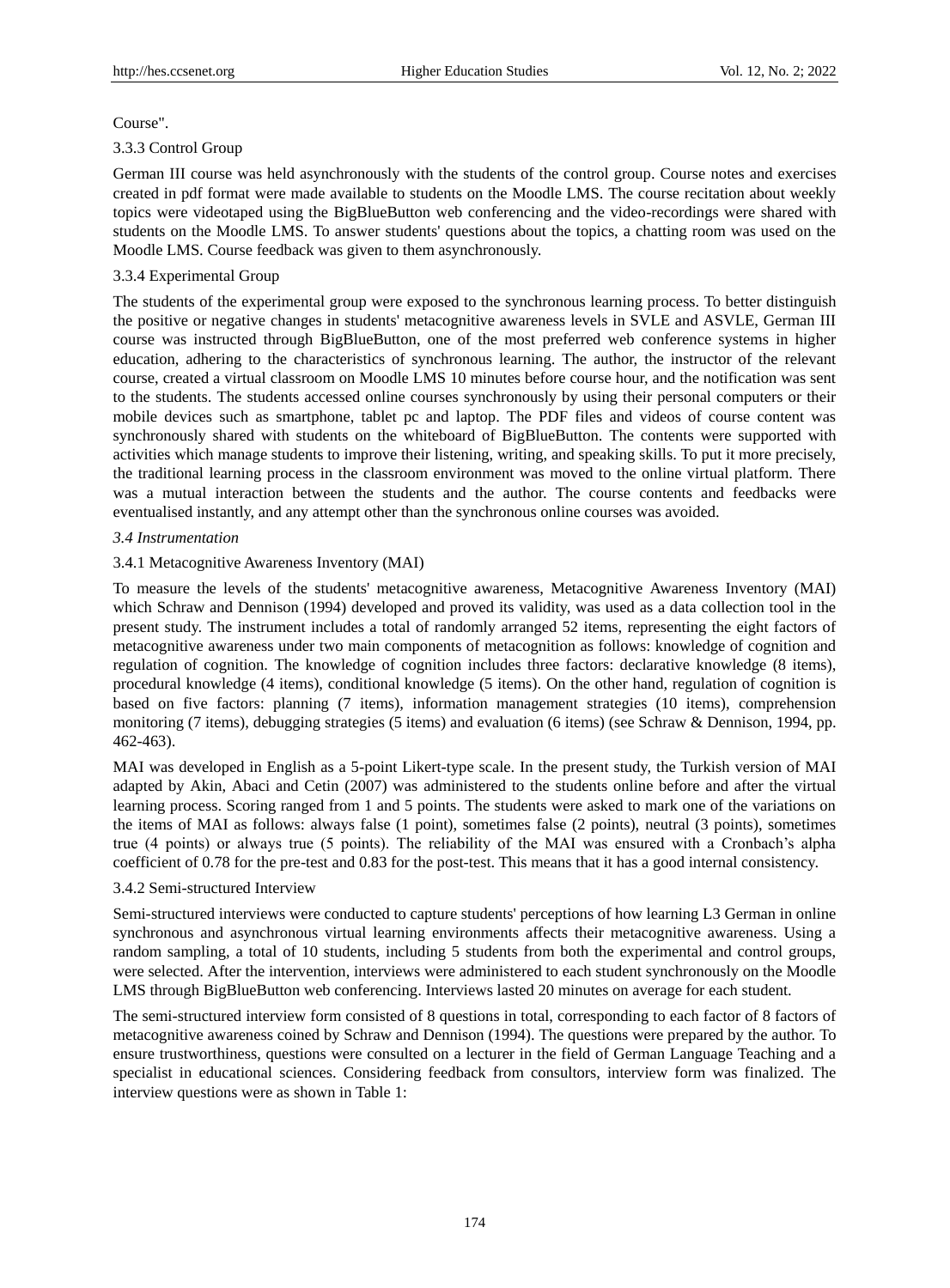Course".

#### 3.3.3 Control Group

German III course was held asynchronously with the students of the control group. Course notes and exercises created in pdf format were made available to students on the Moodle LMS. The course recitation about weekly topics were videotaped using the BigBlueButton web conferencing and the video-recordings were shared with students on the Moodle LMS. To answer students' questions about the topics, a chatting room was used on the Moodle LMS. Course feedback was given to them asynchronously.

#### 3.3.4 Experimental Group

The students of the experimental group were exposed to the synchronous learning process. To better distinguish the positive or negative changes in students' metacognitive awareness levels in SVLE and ASVLE, German III course was instructed through BigBlueButton, one of the most preferred web conference systems in higher education, adhering to the characteristics of synchronous learning. The author, the instructor of the relevant course, created a virtual classroom on Moodle LMS 10 minutes before course hour, and the notification was sent to the students. The students accessed online courses synchronously by using their personal computers or their mobile devices such as smartphone, tablet pc and laptop. The PDF files and videos of course content was synchronously shared with students on the whiteboard of BigBlueButton. The contents were supported with activities which manage students to improve their listening, writing, and speaking skills. To put it more precisely, the traditional learning process in the classroom environment was moved to the online virtual platform. There was a mutual interaction between the students and the author. The course contents and feedbacks were eventualised instantly, and any attempt other than the synchronous online courses was avoided.

### *3.4 Instrumentation*

#### 3.4.1 Metacognitive Awareness Inventory (MAI)

To measure the levels of the students' metacognitive awareness, Metacognitive Awareness Inventory (MAI) which Schraw and Dennison (1994) developed and proved its validity, was used as a data collection tool in the present study. The instrument includes a total of randomly arranged 52 items, representing the eight factors of metacognitive awareness under two main components of metacognition as follows: knowledge of cognition and regulation of cognition. The knowledge of cognition includes three factors: declarative knowledge (8 items), procedural knowledge (4 items), conditional knowledge (5 items). On the other hand, regulation of cognition is based on five factors: planning (7 items), information management strategies (10 items), comprehension monitoring (7 items), debugging strategies (5 items) and evaluation (6 items) (see Schraw & Dennison, 1994, pp. 462-463).

MAI was developed in English as a 5-point Likert-type scale. In the present study, the Turkish version of MAI adapted by Akin, Abaci and Cetin (2007) was administered to the students online before and after the virtual learning process. Scoring ranged from 1 and 5 points. The students were asked to mark one of the variations on the items of MAI as follows: always false (1 point), sometimes false (2 points), neutral (3 points), sometimes true (4 points) or always true (5 points). The reliability of the MAI was ensured with a Cronbach's alpha coefficient of 0.78 for the pre-test and 0.83 for the post-test. This means that it has a good internal consistency.

#### 3.4.2 Semi-structured Interview

Semi-structured interviews were conducted to capture students' perceptions of how learning L3 German in online synchronous and asynchronous virtual learning environments affects their metacognitive awareness. Using a random sampling, a total of 10 students, including 5 students from both the experimental and control groups, were selected. After the intervention, interviews were administered to each student synchronously on the Moodle LMS through BigBlueButton web conferencing. Interviews lasted 20 minutes on average for each student.

The semi-structured interview form consisted of 8 questions in total, corresponding to each factor of 8 factors of metacognitive awareness coined by Schraw and Dennison (1994). The questions were prepared by the author. To ensure trustworthiness, questions were consulted on a lecturer in the field of German Language Teaching and a specialist in educational sciences. Considering feedback from consultors, interview form was finalized. The interview questions were as shown in Table 1: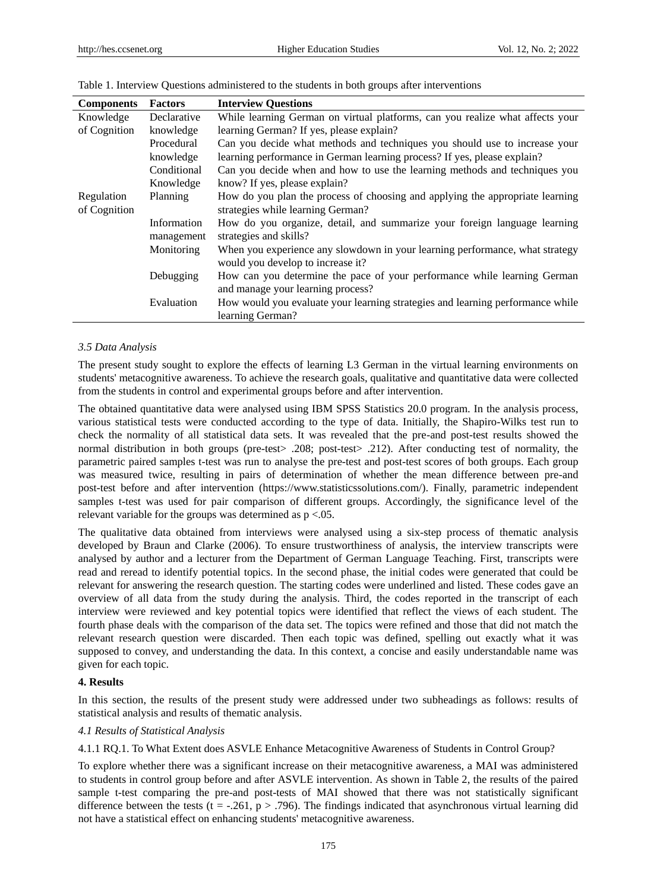Table 1. Interview Questions administered to the students in both groups after interventions

| Components | Factors | Interview Questions |
|---|---|---|
| Knowledge of Cognition | Declarative knowledge | While learning German on virtual platforms, can you realize what affects your learning German? If yes, please explain? |
| | Procedural knowledge | Can you decide what methods and techniques you should use to increase your learning performance in German learning process? If yes, please explain? |
| | Conditional Knowledge | Can you decide when and how to use the learning methods and techniques you know? If yes, please explain? |
| Regulation of Cognition | Planning | How do you plan the process of choosing and applying the appropriate learning strategies while learning German? |
| | Information management | How do you organize, detail, and summarize your foreign language learning strategies and skills? |
| | Monitoring | When you experience any slowdown in your learning performance, what strategy would you develop to increase it? |
| | Debugging | How can you determine the pace of your performance while learning German and manage your learning process? |
| | Evaluation | How would you evaluate your learning strategies and learning performance while learning German? |

### *3.5 Data Analysis*

The present study sought to explore the effects of learning L3 German in the virtual learning environments on students' metacognitive awareness. To achieve the research goals, qualitative and quantitative data were collected from the students in control and experimental groups before and after intervention.

The obtained quantitative data were analysed using IBM SPSS Statistics 20.0 program. In the analysis process, various statistical tests were conducted according to the type of data. Initially, the Shapiro-Wilks test run to check the normality of all statistical data sets. It was revealed that the pre-and post-test results showed the normal distribution in both groups (pre-test> .208; post-test> .212). After conducting test of normality, the parametric paired samples t-test was run to analyse the pre-test and post-test scores of both groups. Each group was measured twice, resulting in pairs of determination of whether the mean difference between pre-and post-test before and after intervention (https://www.statisticssolutions.com/). Finally, parametric independent samples t-test was used for pair comparison of different groups. Accordingly, the significance level of the relevant variable for the groups was determined as $p < .05$.

The qualitative data obtained from interviews were analysed using a six-step process of thematic analysis developed by Braun and Clarke (2006). To ensure trustworthiness of analysis, the interview transcripts were analysed by author and a lecturer from the Department of German Language Teaching. First, transcripts were read and reread to identify potential topics. In the second phase, the initial codes were generated that could be relevant for answering the research question. The starting codes were underlined and listed. These codes gave an overview of all data from the study during the analysis. Third, the codes reported in the transcript of each interview were reviewed and key potential topics were identified that reflect the views of each student. The fourth phase deals with the comparison of the data set. The topics were refined and those that did not match the relevant research question were discarded. Then each topic was defined, spelling out exactly what it was supposed to convey, and understanding the data. In this context, a concise and easily understandable name was given for each topic.

## 4. Results

In this section, the results of the present study were addressed under two subheadings as follows: results of statistical analysis and results of thematic analysis.

### *4.1 Results of Statistical Analysis*

#### 4.1.1 RQ.1. To What Extent does ASVLE Enhance Metacognitive Awareness of Students in Control Group?

To explore whether there was a significant increase on their metacognitive awareness, a MAI was administered to students in control group before and after ASVLE intervention. As shown in Table 2, the results of the paired sample t-test comparing the pre-and post-tests of MAI showed that there was not statistically significant difference between the tests ($t = -.261$, $p > .796$). The findings indicated that asynchronous virtual learning did not have a statistical effect on enhancing students' metacognitive awareness.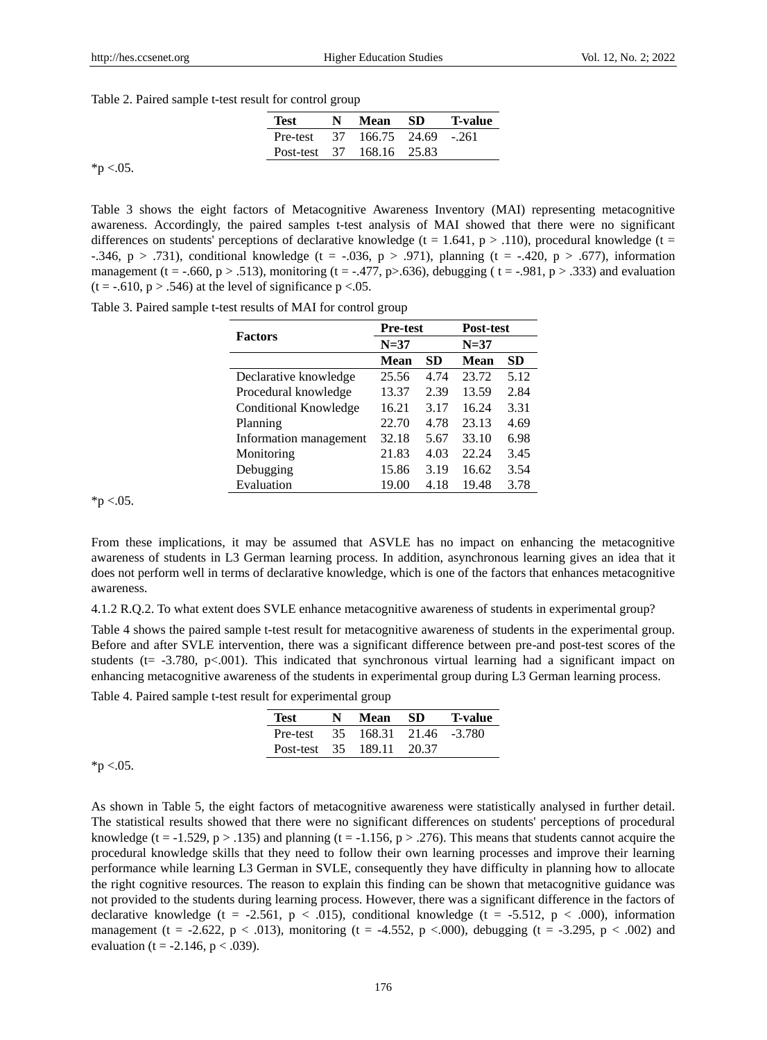Table 2. Paired sample t-test result for control group

| Test | N | Mean | SD | T-value |
|---|---|---|---|---|
| Pre-test | 37 | 166.75 | 24.69 | -.261 |
| Post-test | 37 | 168.16 | 25.83 | |

*p <.05.

Table 3 shows the eight factors of Metacognitive Awareness Inventory (MAI) representing metacognitive awareness. Accordingly, the paired samples t-test analysis of MAI showed that there were no significant differences on students' perceptions of declarative knowledge ($t = 1.641$, $p > .110$), procedural knowledge ($t = -.346$, $p > .731$), conditional knowledge ($t = -.036$, $p > .971$), planning ($t = -.420$, $p > .677$), information management ($t = -.660$, $p > .513$), monitoring ($t = -.477$, $p > .636$), debugging ($t = -.981$, $p > .333$) and evaluation ($t = -.610$, $p > .546$) at the level of significance $p < .05$.

Table 3. Paired sample t-test results of MAI for control group

| Factors | Pre-test | | Post-test | |
|---|---|---|---|---|
| | N=37 | | N=37 | |
| | Mean | SD | Mean | SD |
| Declarative knowledge | 25.56 | 4.74 | 23.72 | 5.12 |
| Procedural knowledge | 13.37 | 2.39 | 13.59 | 2.84 |
| Conditional Knowledge | 16.21 | 3.17 | 16.24 | 3.31 |
| Planning | 22.70 | 4.78 | 23.13 | 4.69 |
| Information management | 32.18 | 5.67 | 33.10 | 6.98 |
| Monitoring | 21.83 | 4.03 | 22.24 | 3.45 |
| Debugging | 15.86 | 3.19 | 16.62 | 3.54 |
| Evaluation | 19.00 | 4.18 | 19.48 | 3.78 |

*p <.05.

From these implications, it may be assumed that ASVLE has no impact on enhancing the metacognitive awareness of students in L3 German learning process. In addition, asynchronous learning gives an idea that it does not perform well in terms of declarative knowledge, which is one of the factors that enhances metacognitive awareness.

4.1.2 R.Q.2. To what extent does SVLE enhance metacognitive awareness of students in experimental group?

Table 4 shows the paired sample t-test result for metacognitive awareness of students in the experimental group. Before and after SVLE intervention, there was a significant difference between pre-and post-test scores of the students ($t = -3.780$, $p < .001$). This indicated that synchronous virtual learning had a significant impact on enhancing metacognitive awareness of the students in experimental group during L3 German learning process.

Table 4. Paired sample t-test result for experimental group

| Test | N | Mean | SD | T-value |
|---|---|---|---|---|
| Pre-test | 35 | 168.31 | 21.46 | -3.780 |
| Post-test | 35 | 189.11 | 20.37 | |

*p <.05.

As shown in Table 5, the eight factors of metacognitive awareness were statistically analysed in further detail. The statistical results showed that there were no significant differences on students' perceptions of procedural knowledge ($t = -1.529$, $p > .135$) and planning ($t = -1.156$, $p > .276$). This means that students cannot acquire the procedural knowledge skills that they need to follow their own learning processes and improve their learning performance while learning L3 German in SVLE, consequently they have difficulty in planning how to allocate the right cognitive resources. The reason to explain this finding can be shown that metacognitive guidance was not provided to the students during learning process. However, there was a significant difference in the factors of declarative knowledge ($t = -2.561$, $p < .015$), conditional knowledge ($t = -5.512$, $p < .000$), information management ($t = -2.622$, $p < .013$), monitoring ($t = -4.552$, $p < .000$), debugging ($t = -3.295$, $p < .002$) and evaluation ($t = -2.146$, $p < .039$).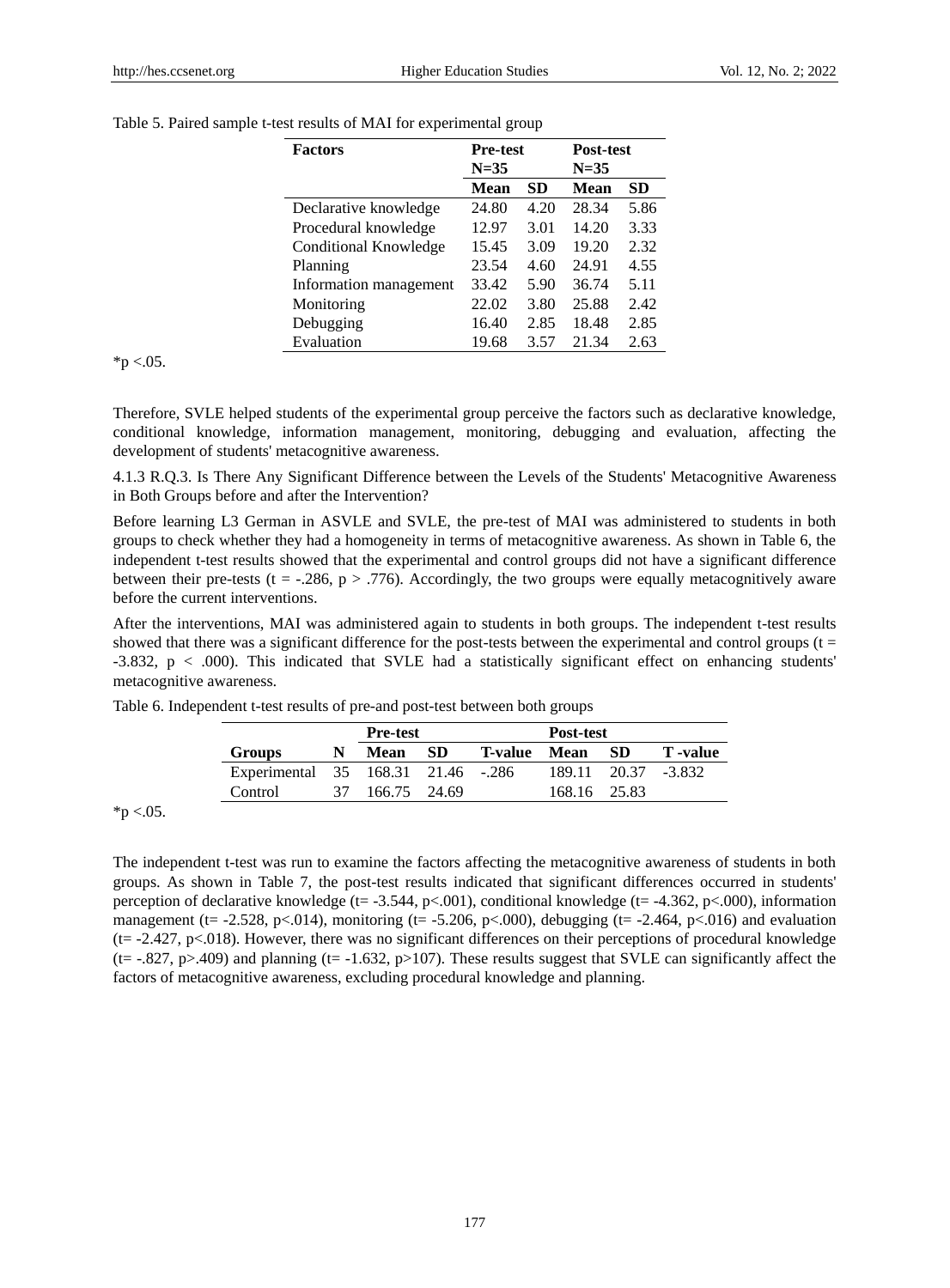Table 5. Paired sample t-test results of MAI for experimental group

| Factors | Pre-test N=35 | | Post-test N=35 | |
|---|---|---|---|---|
| | Mean | SD | Mean | SD |
| Declarative knowledge | 24.80 | 4.20 | 28.34 | 5.86 |
| Procedural knowledge | 12.97 | 3.01 | 14.20 | 3.33 |
| Conditional Knowledge | 15.45 | 3.09 | 19.20 | 2.32 |
| Planning | 23.54 | 4.60 | 24.91 | 4.55 |
| Information management | 33.42 | 5.90 | 36.74 | 5.11 |
| Monitoring | 22.02 | 3.80 | 25.88 | 2.42 |
| Debugging | 16.40 | 2.85 | 18.48 | 2.85 |
| Evaluation | 19.68 | 3.57 | 21.34 | 2.63 |

*p <.05.

Therefore, SVLE helped students of the experimental group perceive the factors such as declarative knowledge, conditional knowledge, information management, monitoring, debugging and evaluation, affecting the development of students' metacognitive awareness.

4.1.3 R.Q.3. Is There Any Significant Difference between the Levels of the Students' Metacognitive Awareness in Both Groups before and after the Intervention?

Before learning L3 German in ASVLE and SVLE, the pre-test of MAI was administered to students in both groups to check whether they had a homogeneity in terms of metacognitive awareness. As shown in Table 6, the independent t-test results showed that the experimental and control groups did not have a significant difference between their pre-tests ($t = -.286$, $p > .776$). Accordingly, the two groups were equally metacognitively aware before the current interventions.

After the interventions, MAI was administered again to students in both groups. The independent t-test results showed that there was a significant difference for the post-tests between the experimental and control groups ($t = -3.832$, $p < .000$). This indicated that SVLE had a statistically significant effect on enhancing students' metacognitive awareness.

Table 6. Independent t-test results of pre-and post-test between both groups

| | | Pre-test | | | Post-test | | |
|---|---|---|---|---|---|---|---|
| Groups | N | Mean | SD | T-value | Mean | SD | T -value |
| Experimental | 35 | 168.31 | 21.46 | -.286 | 189.11 | 20.37 | -3.832 |
| Control | 37 | 166.75 | 24.69 | | 168.16 | 25.83 | |

*p <.05.

The independent t-test was run to examine the factors affecting the metacognitive awareness of students in both groups. As shown in Table 7, the post-test results indicated that significant differences occurred in students' perception of declarative knowledge ($t= -3.544$, $p<.001$), conditional knowledge ($t= -4.362$, $p<.000$), information management ($t= -2.528$, $p<.014$), monitoring ($t= -5.206$, $p<.000$), debugging ($t= -2.464$, $p<.016$) and evaluation ($t= -2.427$, $p<.018$). However, there was no significant differences on their perceptions of procedural knowledge ($t= -.827$, $p>.409$) and planning ($t= -1.632$, $p>107$). These results suggest that SVLE can significantly affect the factors of metacognitive awareness, excluding procedural knowledge and planning.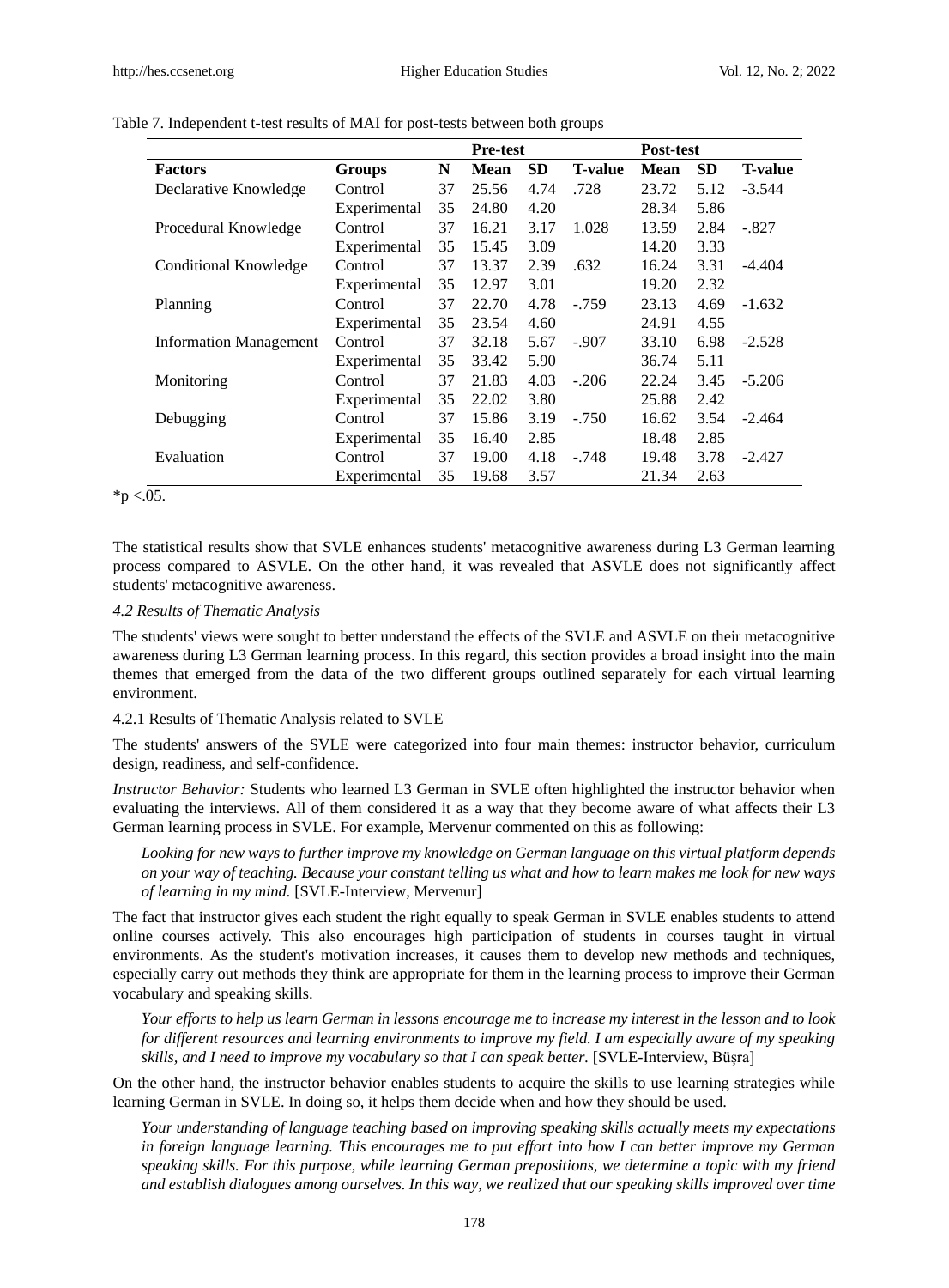Table 7. Independent t-test results of MAI for post-tests between both groups

| | | | Pre-test | | | Post-test | | |
|---|---|---|---|---|---|---|---|---|
| **Factors** | **Groups** | **N** | **Mean** | **SD** | **T-value** | **Mean** | **SD** | **T-value** |
| Declarative Knowledge | Control | 37 | 25.56 | 4.74 | .728 | 23.72 | 5.12 | -3.544 |
| | Experimental | 35 | 24.80 | 4.20 | | 28.34 | 5.86 | |
| Procedural Knowledge | Control | 37 | 16.21 | 3.17 | 1.028 | 13.59 | 2.84 | -.827 |
| | Experimental | 35 | 15.45 | 3.09 | | 14.20 | 3.33 | |
| Conditional Knowledge | Control | 37 | 13.37 | 2.39 | .632 | 16.24 | 3.31 | -4.404 |
| | Experimental | 35 | 12.97 | 3.01 | | 19.20 | 2.32 | |
| Planning | Control | 37 | 22.70 | 4.78 | -.759 | 23.13 | 4.69 | -1.632 |
| | Experimental | 35 | 23.54 | 4.60 | | 24.91 | 4.55 | |
| Information Management | Control | 37 | 32.18 | 5.67 | -.907 | 33.10 | 6.98 | -2.528 |
| | Experimental | 35 | 33.42 | 5.90 | | 36.74 | 5.11 | |
| Monitoring | Control | 37 | 21.83 | 4.03 | -.206 | 22.24 | 3.45 | -5.206 |
| | Experimental | 35 | 22.02 | 3.80 | | 25.88 | 2.42 | |
| Debugging | Control | 37 | 15.86 | 3.19 | -.750 | 16.62 | 3.54 | -2.464 |
| | Experimental | 35 | 16.40 | 2.85 | | 18.48 | 2.85 | |
| Evaluation | Control | 37 | 19.00 | 4.18 | -.748 | 19.48 | 3.78 | -2.427 |
| | Experimental | 35 | 19.68 | 3.57 | | 21.34 | 2.63 | |

*$p < .05$.

The statistical results show that SVLE enhances students' metacognitive awareness during L3 German learning process compared to ASVLE. On the other hand, it was revealed that ASVLE does not significantly affect students' metacognitive awareness.

### *4.2 Results of Thematic Analysis*

The students' views were sought to better understand the effects of the SVLE and ASVLE on their metacognitive awareness during L3 German learning process. In this regard, this section provides a broad insight into the main themes that emerged from the data of the two different groups outlined separately for each virtual learning environment.

#### 4.2.1 Results of Thematic Analysis related to SVLE

The students' answers of the SVLE were categorized into four main themes: instructor behavior, curriculum design, readiness, and self-confidence.

*Instructor Behavior:* Students who learned L3 German in SVLE often highlighted the instructor behavior when evaluating the interviews. All of them considered it as a way that they become aware of what affects their L3 German learning process in SVLE. For example, Mervenur commented on this as following:

> *Looking for new ways to further improve my knowledge on German language on this virtual platform depends on your way of teaching. Because your constant telling us what and how to learn makes me look for new ways of learning in my mind.* [SVLE-Interview, Mervenur]

The fact that instructor gives each student the right equally to speak German in SVLE enables students to attend online courses actively. This also encourages high participation of students in courses taught in virtual environments. As the student's motivation increases, it causes them to develop new methods and techniques, especially carry out methods they think are appropriate for them in the learning process to improve their German vocabulary and speaking skills.

> *Your efforts to help us learn German in lessons encourage me to increase my interest in the lesson and to look for different resources and learning environments to improve my field. I am especially aware of my speaking skills, and I need to improve my vocabulary so that I can speak better.* [SVLE-Interview, Büşra]

On the other hand, the instructor behavior enables students to acquire the skills to use learning strategies while learning German in SVLE. In doing so, it helps them decide when and how they should be used.

> *Your understanding of language teaching based on improving speaking skills actually meets my expectations in foreign language learning. This encourages me to put effort into how I can better improve my German speaking skills. For this purpose, while learning German prepositions, we determine a topic with my friend and establish dialogues among ourselves. In this way, we realized that our speaking skills improved over time*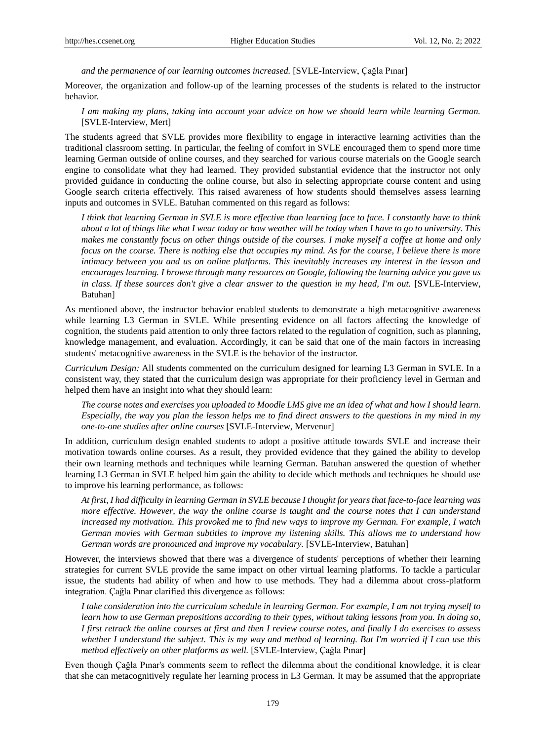*and the permanence of our learning outcomes increased.* [SVLE-Interview, Çağla Pınar]

Moreover, the organization and follow-up of the learning processes of the students is related to the instructor behavior.

> *I am making my plans, taking into account your advice on how we should learn while learning German.* [SVLE-Interview, Mert]

The students agreed that SVLE provides more flexibility to engage in interactive learning activities than the traditional classroom setting. In particular, the feeling of comfort in SVLE encouraged them to spend more time learning German outside of online courses, and they searched for various course materials on the Google search engine to consolidate what they had learned. They provided substantial evidence that the instructor not only provided guidance in conducting the online course, but also in selecting appropriate course content and using Google search criteria effectively. This raised awareness of how students should themselves assess learning inputs and outcomes in SVLE. Batuhan commented on this regard as follows:

> *I think that learning German in SVLE is more effective than learning face to face. I constantly have to think about a lot of things like what I wear today or how weather will be today when I have to go to university. This makes me constantly focus on other things outside of the courses. I make myself a coffee at home and only focus on the course. There is nothing else that occupies my mind. As for the course, I believe there is more intimacy between you and us on online platforms. This inevitably increases my interest in the lesson and encourages learning. I browse through many resources on Google, following the learning advice you gave us in class. If these sources don't give a clear answer to the question in my head, I'm out.* [SVLE-Interview, Batuhan]

As mentioned above, the instructor behavior enabled students to demonstrate a high metacognitive awareness while learning L3 German in SVLE. While presenting evidence on all factors affecting the knowledge of cognition, the students paid attention to only three factors related to the regulation of cognition, such as planning, knowledge management, and evaluation. Accordingly, it can be said that one of the main factors in increasing students' metacognitive awareness in the SVLE is the behavior of the instructor.

*Curriculum Design:* All students commented on the curriculum designed for learning L3 German in SVLE. In a consistent way, they stated that the curriculum design was appropriate for their proficiency level in German and helped them have an insight into what they should learn:

> *The course notes and exercises you uploaded to Moodle LMS give me an idea of what and how I should learn. Especially, the way you plan the lesson helps me to find direct answers to the questions in my mind in my one-to-one studies after online courses* [SVLE-Interview, Mervenur]

In addition, curriculum design enabled students to adopt a positive attitude towards SVLE and increase their motivation towards online courses. As a result, they provided evidence that they gained the ability to develop their own learning methods and techniques while learning German. Batuhan answered the question of whether learning L3 German in SVLE helped him gain the ability to decide which methods and techniques he should use to improve his learning performance, as follows:

> *At first, I had difficulty in learning German in SVLE because I thought for years that face-to-face learning was more effective. However, the way the online course is taught and the course notes that I can understand increased my motivation. This provoked me to find new ways to improve my German. For example, I watch German movies with German subtitles to improve my listening skills. This allows me to understand how German words are pronounced and improve my vocabulary.* [SVLE-Interview, Batuhan]

However, the interviews showed that there was a divergence of students' perceptions of whether their learning strategies for current SVLE provide the same impact on other virtual learning platforms. To tackle a particular issue, the students had ability of when and how to use methods. They had a dilemma about cross-platform integration. Çağla Pınar clarified this divergence as follows:

> *I take consideration into the curriculum schedule in learning German. For example, I am not trying myself to learn how to use German prepositions according to their types, without taking lessons from you. In doing so, I first retrack the online courses at first and then I review course notes, and finally I do exercises to assess whether I understand the subject. This is my way and method of learning. But I'm worried if I can use this method effectively on other platforms as well.* [SVLE-Interview, Çağla Pınar]

Even though Çağla Pınar's comments seem to reflect the dilemma about the conditional knowledge, it is clear that she can metacognitively regulate her learning process in L3 German. It may be assumed that the appropriate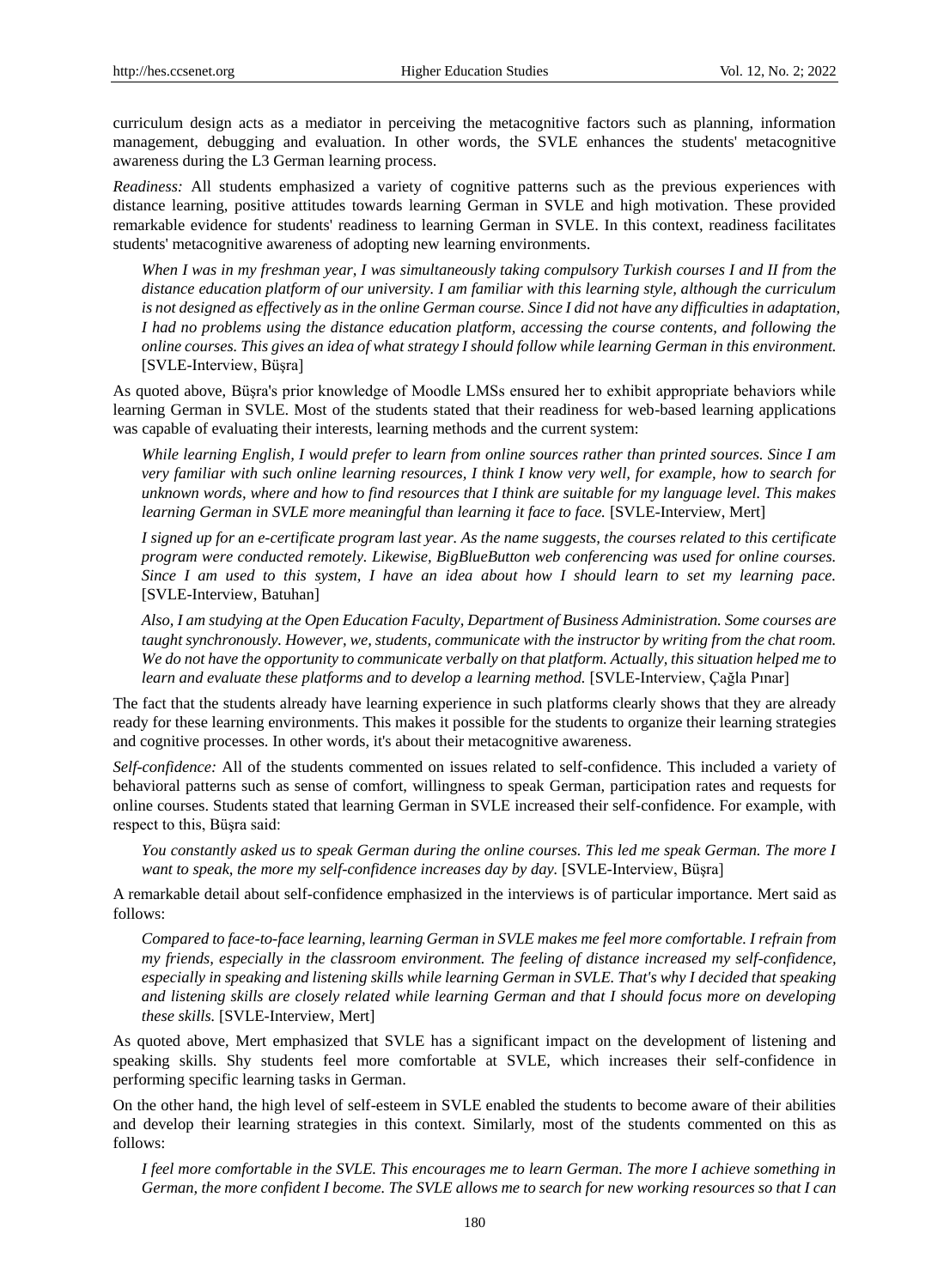curriculum design acts as a mediator in perceiving the metacognitive factors such as planning, information management, debugging and evaluation. In other words, the SVLE enhances the students' metacognitive awareness during the L3 German learning process.

*Readiness:* All students emphasized a variety of cognitive patterns such as the previous experiences with distance learning, positive attitudes towards learning German in SVLE and high motivation. These provided remarkable evidence for students' readiness to learning German in SVLE. In this context, readiness facilitates students' metacognitive awareness of adopting new learning environments.

> *When I was in my freshman year, I was simultaneously taking compulsory Turkish courses I and II from the distance education platform of our university. I am familiar with this learning style, although the curriculum is not designed as effectively as in the online German course. Since I did not have any difficulties in adaptation, I had no problems using the distance education platform, accessing the course contents, and following the online courses. This gives an idea of what strategy I should follow while learning German in this environment.* [SVLE-Interview, Büşra]

As quoted above, Büşra's prior knowledge of Moodle LMSs ensured her to exhibit appropriate behaviors while learning German in SVLE. Most of the students stated that their readiness for web-based learning applications was capable of evaluating their interests, learning methods and the current system:

> *While learning English, I would prefer to learn from online sources rather than printed sources. Since I am very familiar with such online learning resources, I think I know very well, for example, how to search for unknown words, where and how to find resources that I think are suitable for my language level. This makes learning German in SVLE more meaningful than learning it face to face.* [SVLE-Interview, Mert]

> *I signed up for an e-certificate program last year. As the name suggests, the courses related to this certificate program were conducted remotely. Likewise, BigBlueButton web conferencing was used for online courses. Since I am used to this system, I have an idea about how I should learn to set my learning pace.* [SVLE-Interview, Batuhan]

> *Also, I am studying at the Open Education Faculty, Department of Business Administration. Some courses are taught synchronously. However, we, students, communicate with the instructor by writing from the chat room. We do not have the opportunity to communicate verbally on that platform. Actually, this situation helped me to learn and evaluate these platforms and to develop a learning method.* [SVLE-Interview, Çağla Pınar]

The fact that the students already have learning experience in such platforms clearly shows that they are already ready for these learning environments. This makes it possible for the students to organize their learning strategies and cognitive processes. In other words, it's about their metacognitive awareness.

*Self-confidence:* All of the students commented on issues related to self-confidence. This included a variety of behavioral patterns such as sense of comfort, willingness to speak German, participation rates and requests for online courses. Students stated that learning German in SVLE increased their self-confidence. For example, with respect to this, Büşra said:

> *You constantly asked us to speak German during the online courses. This led me speak German. The more I want to speak, the more my self-confidence increases day by day.* [SVLE-Interview, Büşra]

A remarkable detail about self-confidence emphasized in the interviews is of particular importance. Mert said as follows:

> *Compared to face-to-face learning, learning German in SVLE makes me feel more comfortable. I refrain from my friends, especially in the classroom environment. The feeling of distance increased my self-confidence, especially in speaking and listening skills while learning German in SVLE. That's why I decided that speaking and listening skills are closely related while learning German and that I should focus more on developing these skills.* [SVLE-Interview, Mert]

As quoted above, Mert emphasized that SVLE has a significant impact on the development of listening and speaking skills. Shy students feel more comfortable at SVLE, which increases their self-confidence in performing specific learning tasks in German.

On the other hand, the high level of self-esteem in SVLE enabled the students to become aware of their abilities and develop their learning strategies in this context. Similarly, most of the students commented on this as follows:

> *I feel more comfortable in the SVLE. This encourages me to learn German. The more I achieve something in German, the more confident I become. The SVLE allows me to search for new working resources so that I can*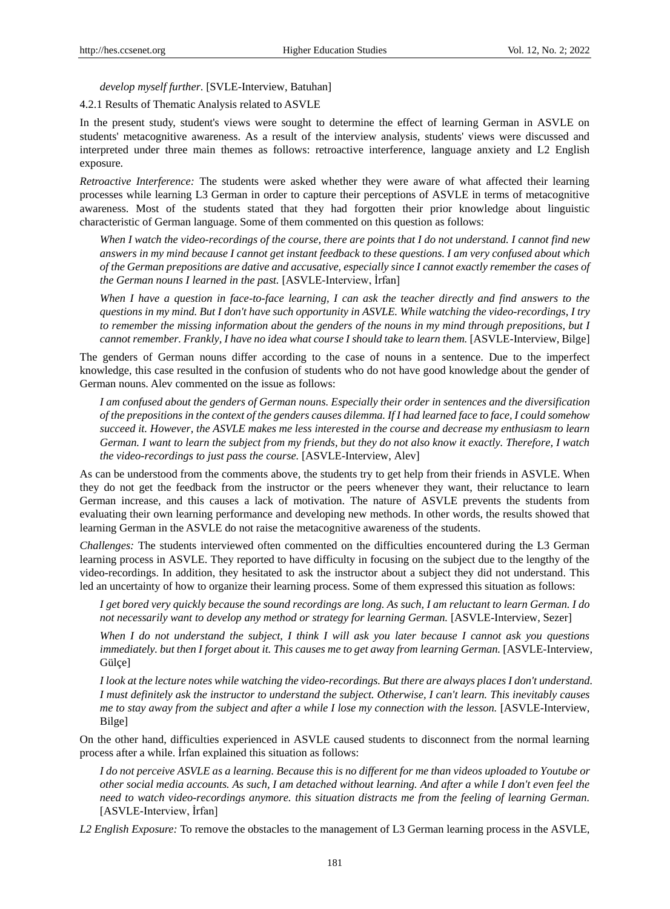*develop myself further*. [SVLE-Interview, Batuhan]

4.2.1 Results of Thematic Analysis related to ASVLE

In the present study, student's views were sought to determine the effect of learning German in ASVLE on students' metacognitive awareness. As a result of the interview analysis, students' views were discussed and interpreted under three main themes as follows: retroactive interference, language anxiety and L2 English exposure.

*Retroactive Interference:* The students were asked whether they were aware of what affected their learning processes while learning L3 German in order to capture their perceptions of ASVLE in terms of metacognitive awareness. Most of the students stated that they had forgotten their prior knowledge about linguistic characteristic of German language. Some of them commented on this question as follows:

> *When I watch the video-recordings of the course, there are points that I do not understand. I cannot find new answers in my mind because I cannot get instant feedback to these questions. I am very confused about which of the German prepositions are dative and accusative, especially since I cannot exactly remember the cases of the German nouns I learned in the past.* [ASVLE-Interview, İrfan]

> *When I have a question in face-to-face learning, I can ask the teacher directly and find answers to the questions in my mind. But I don't have such opportunity in ASVLE. While watching the video-recordings, I try to remember the missing information about the genders of the nouns in my mind through prepositions, but I cannot remember. Frankly, I have no idea what course I should take to learn them.* [ASVLE-Interview, Bilge]

The genders of German nouns differ according to the case of nouns in a sentence. Due to the imperfect knowledge, this case resulted in the confusion of students who do not have good knowledge about the gender of German nouns. Alev commented on the issue as follows:

> *I am confused about the genders of German nouns. Especially their order in sentences and the diversification of the prepositions in the context of the genders causes dilemma. If I had learned face to face, I could somehow succeed it. However, the ASVLE makes me less interested in the course and decrease my enthusiasm to learn German. I want to learn the subject from my friends, but they do not also know it exactly. Therefore, I watch the video-recordings to just pass the course.* [ASVLE-Interview, Alev]

As can be understood from the comments above, the students try to get help from their friends in ASVLE. When they do not get the feedback from the instructor or the peers whenever they want, their reluctance to learn German increase, and this causes a lack of motivation. The nature of ASVLE prevents the students from evaluating their own learning performance and developing new methods. In other words, the results showed that learning German in the ASVLE do not raise the metacognitive awareness of the students.

*Challenges:* The students interviewed often commented on the difficulties encountered during the L3 German learning process in ASVLE. They reported to have difficulty in focusing on the subject due to the lengthy of the video-recordings. In addition, they hesitated to ask the instructor about a subject they did not understand. This led an uncertainty of how to organize their learning process. Some of them expressed this situation as follows:

> *I get bored very quickly because the sound recordings are long. As such, I am reluctant to learn German. I do not necessarily want to develop any method or strategy for learning German.* [ASVLE-Interview, Sezer]

> *When I do not understand the subject, I think I will ask you later because I cannot ask you questions immediately. but then I forget about it. This causes me to get away from learning German.* [ASVLE-Interview, Gülçe]

> *I look at the lecture notes while watching the video-recordings. But there are always places I don't understand. I must definitely ask the instructor to understand the subject. Otherwise, I can't learn. This inevitably causes me to stay away from the subject and after a while I lose my connection with the lesson.* [ASVLE-Interview, Bilge]

On the other hand, difficulties experienced in ASVLE caused students to disconnect from the normal learning process after a while. İrfan explained this situation as follows:

> *I do not perceive ASVLE as a learning. Because this is no different for me than videos uploaded to Youtube or other social media accounts. As such, I am detached without learning. And after a while I don't even feel the need to watch video-recordings anymore. this situation distracts me from the feeling of learning German.* [ASVLE-Interview, İrfan]

*L2 English Exposure:* To remove the obstacles to the management of L3 German learning process in the ASVLE,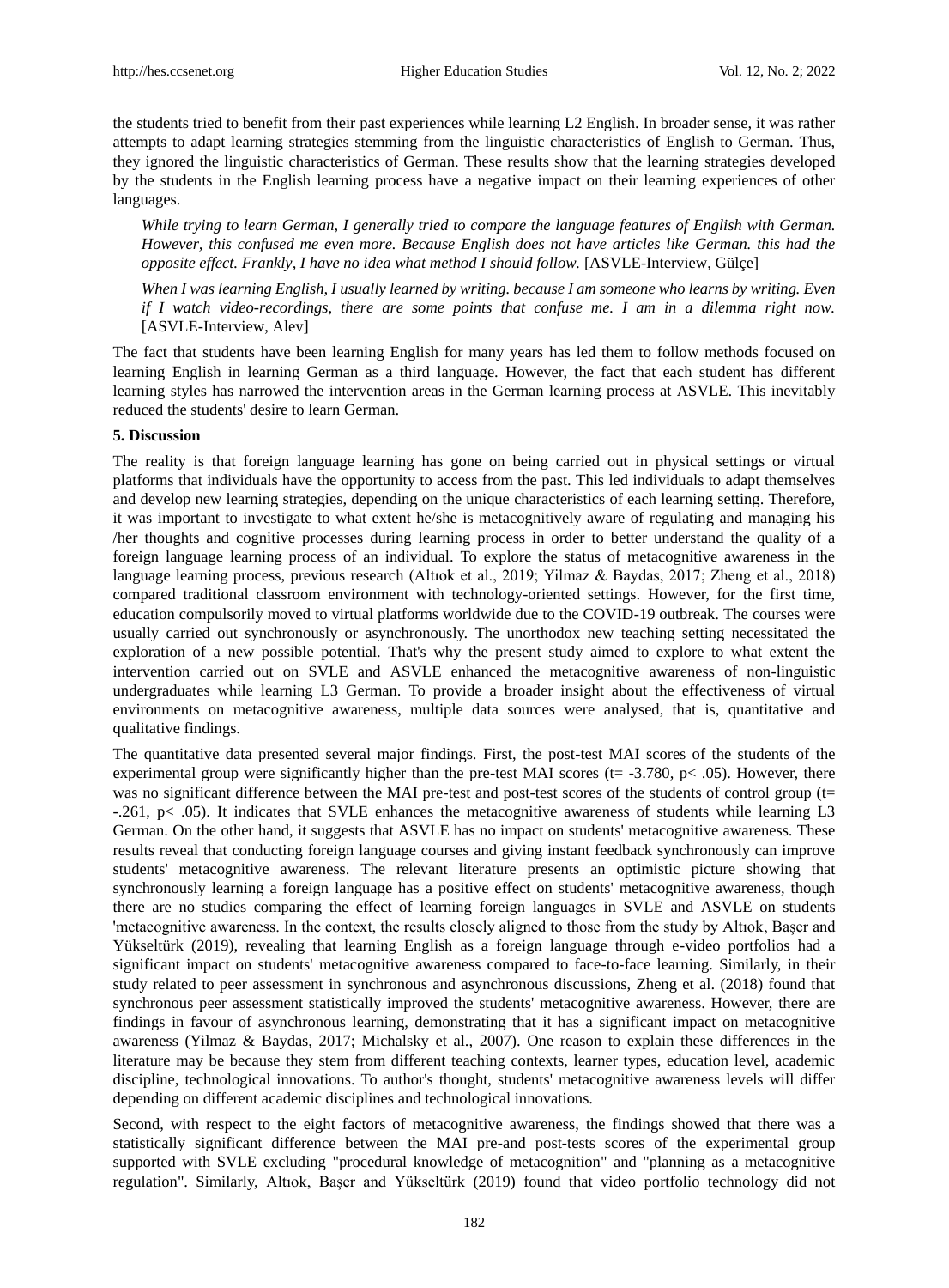the students tried to benefit from their past experiences while learning L2 English. In broader sense, it was rather attempts to adapt learning strategies stemming from the linguistic characteristics of English to German. Thus, they ignored the linguistic characteristics of German. These results show that the learning strategies developed by the students in the English learning process have a negative impact on their learning experiences of other languages.

> *While trying to learn German, I generally tried to compare the language features of English with German. However, this confused me even more. Because English does not have articles like German. this had the opposite effect. Frankly, I have no idea what method I should follow.* [ASVLE-Interview, Gülçe]

> *When I was learning English, I usually learned by writing. because I am someone who learns by writing. Even if I watch video-recordings, there are some points that confuse me. I am in a dilemma right now.* [ASVLE-Interview, Alev]

The fact that students have been learning English for many years has led them to follow methods focused on learning English in learning German as a third language. However, the fact that each student has different learning styles has narrowed the intervention areas in the German learning process at ASVLE. This inevitably reduced the students' desire to learn German.

## 5. Discussion

The reality is that foreign language learning has gone on being carried out in physical settings or virtual platforms that individuals have the opportunity to access from the past. This led individuals to adapt themselves and develop new learning strategies, depending on the unique characteristics of each learning setting. Therefore, it was important to investigate to what extent he/she is metacognitively aware of regulating and managing his /her thoughts and cognitive processes during learning process in order to better understand the quality of a foreign language learning process of an individual. To explore the status of metacognitive awareness in the language learning process, previous research (Altıok et al., 2019; Yilmaz & Baydas, 2017; Zheng et al., 2018) compared traditional classroom environment with technology-oriented settings. However, for the first time, education compulsorily moved to virtual platforms worldwide due to the COVID-19 outbreak. The courses were usually carried out synchronously or asynchronously. The unorthodox new teaching setting necessitated the exploration of a new possible potential. That's why the present study aimed to explore to what extent the intervention carried out on SVLE and ASVLE enhanced the metacognitive awareness of non-linguistic undergraduates while learning L3 German. To provide a broader insight about the effectiveness of virtual environments on metacognitive awareness, multiple data sources were analysed, that is, quantitative and qualitative findings.

The quantitative data presented several major findings. First, the post-test MAI scores of the students of the experimental group were significantly higher than the pre-test MAI scores ($t = -3.780$, $p < .05$). However, there was no significant difference between the MAI pre-test and post-test scores of the students of control group ($t = -.261$, $p < .05$). It indicates that SVLE enhances the metacognitive awareness of students while learning L3 German. On the other hand, it suggests that ASVLE has no impact on students' metacognitive awareness. These results reveal that conducting foreign language courses and giving instant feedback synchronously can improve students' metacognitive awareness. The relevant literature presents an optimistic picture showing that synchronously learning a foreign language has a positive effect on students' metacognitive awareness, though there are no studies comparing the effect of learning foreign languages in SVLE and ASVLE on students 'metacognitive awareness. In the context, the results closely aligned to those from the study by Altıok, Başer and Yükseltürk (2019), revealing that learning English as a foreign language through e-video portfolios had a significant impact on students' metacognitive awareness compared to face-to-face learning. Similarly, in their study related to peer assessment in synchronous and asynchronous discussions, Zheng et al. (2018) found that synchronous peer assessment statistically improved the students' metacognitive awareness. However, there are findings in favour of asynchronous learning, demonstrating that it has a significant impact on metacognitive awareness (Yilmaz & Baydas, 2017; Michalsky et al., 2007). One reason to explain these differences in the literature may be because they stem from different teaching contexts, learner types, education level, academic discipline, technological innovations. To author's thought, students' metacognitive awareness levels will differ depending on different academic disciplines and technological innovations.

Second, with respect to the eight factors of metacognitive awareness, the findings showed that there was a statistically significant difference between the MAI pre-and post-tests scores of the experimental group supported with SVLE excluding "procedural knowledge of metacognition" and "planning as a metacognitive regulation". Similarly, Altıok, Başer and Yükseltürk (2019) found that video portfolio technology did not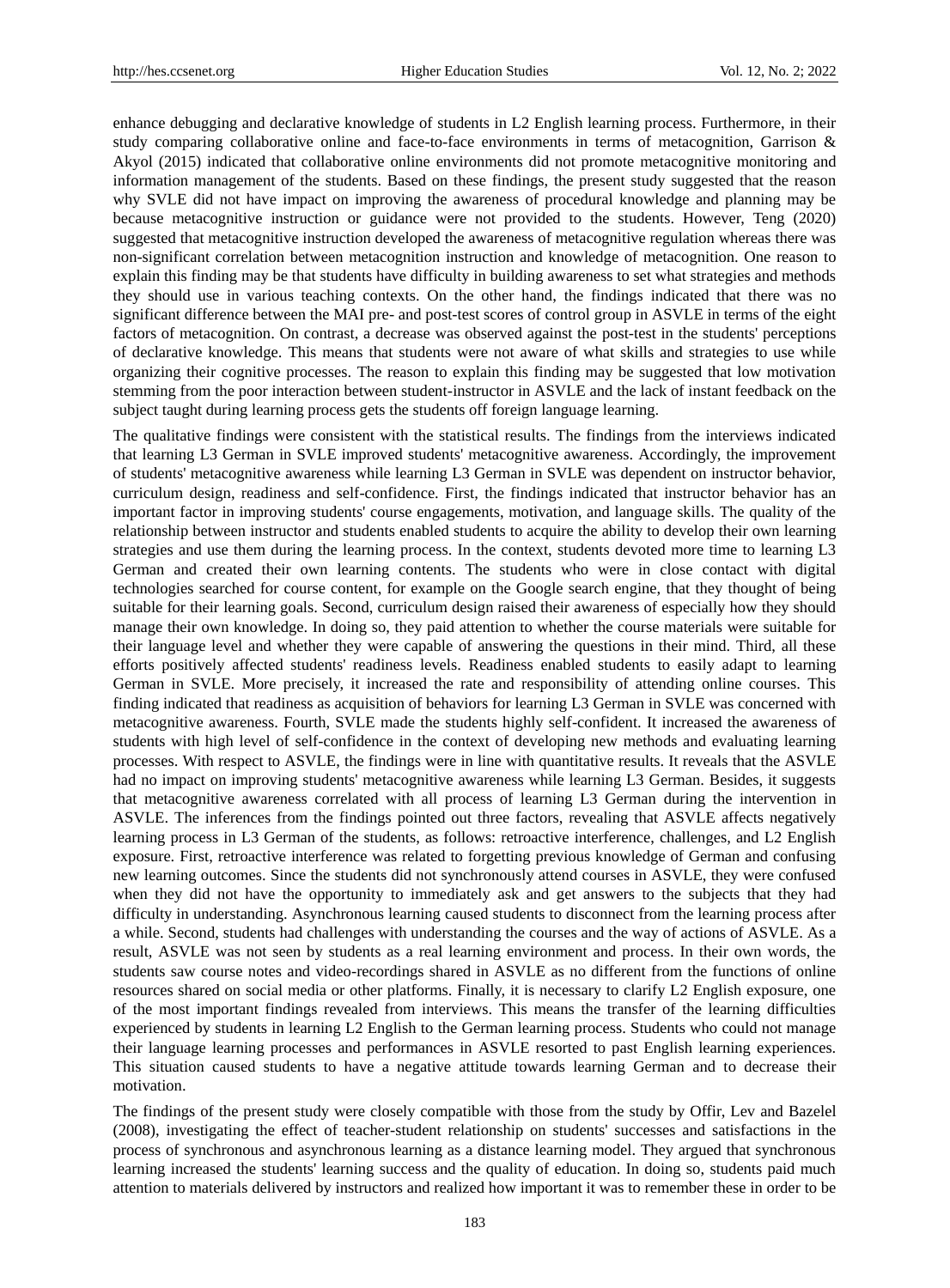enhance debugging and declarative knowledge of students in L2 English learning process. Furthermore, in their study comparing collaborative online and face-to-face environments in terms of metacognition, Garrison & Akyol (2015) indicated that collaborative online environments did not promote metacognitive monitoring and information management of the students. Based on these findings, the present study suggested that the reason why SVLE did not have impact on improving the awareness of procedural knowledge and planning may be because metacognitive instruction or guidance were not provided to the students. However, Teng (2020) suggested that metacognitive instruction developed the awareness of metacognitive regulation whereas there was non-significant correlation between metacognition instruction and knowledge of metacognition. One reason to explain this finding may be that students have difficulty in building awareness to set what strategies and methods they should use in various teaching contexts. On the other hand, the findings indicated that there was no significant difference between the MAI pre- and post-test scores of control group in ASVLE in terms of the eight factors of metacognition. On contrast, a decrease was observed against the post-test in the students' perceptions of declarative knowledge. This means that students were not aware of what skills and strategies to use while organizing their cognitive processes. The reason to explain this finding may be suggested that low motivation stemming from the poor interaction between student-instructor in ASVLE and the lack of instant feedback on the subject taught during learning process gets the students off foreign language learning.

The qualitative findings were consistent with the statistical results. The findings from the interviews indicated that learning L3 German in SVLE improved students' metacognitive awareness. Accordingly, the improvement of students' metacognitive awareness while learning L3 German in SVLE was dependent on instructor behavior, curriculum design, readiness and self-confidence. First, the findings indicated that instructor behavior has an important factor in improving students' course engagements, motivation, and language skills. The quality of the relationship between instructor and students enabled students to acquire the ability to develop their own learning strategies and use them during the learning process. In the context, students devoted more time to learning L3 German and created their own learning contents. The students who were in close contact with digital technologies searched for course content, for example on the Google search engine, that they thought of being suitable for their learning goals. Second, curriculum design raised their awareness of especially how they should manage their own knowledge. In doing so, they paid attention to whether the course materials were suitable for their language level and whether they were capable of answering the questions in their mind. Third, all these efforts positively affected students' readiness levels. Readiness enabled students to easily adapt to learning German in SVLE. More precisely, it increased the rate and responsibility of attending online courses. This finding indicated that readiness as acquisition of behaviors for learning L3 German in SVLE was concerned with metacognitive awareness. Fourth, SVLE made the students highly self-confident. It increased the awareness of students with high level of self-confidence in the context of developing new methods and evaluating learning processes. With respect to ASVLE, the findings were in line with quantitative results. It reveals that the ASVLE had no impact on improving students' metacognitive awareness while learning L3 German. Besides, it suggests that metacognitive awareness correlated with all process of learning L3 German during the intervention in ASVLE. The inferences from the findings pointed out three factors, revealing that ASVLE affects negatively learning process in L3 German of the students, as follows: retroactive interference, challenges, and L2 English exposure. First, retroactive interference was related to forgetting previous knowledge of German and confusing new learning outcomes. Since the students did not synchronously attend courses in ASVLE, they were confused when they did not have the opportunity to immediately ask and get answers to the subjects that they had difficulty in understanding. Asynchronous learning caused students to disconnect from the learning process after a while. Second, students had challenges with understanding the courses and the way of actions of ASVLE. As a result, ASVLE was not seen by students as a real learning environment and process. In their own words, the students saw course notes and video-recordings shared in ASVLE as no different from the functions of online resources shared on social media or other platforms. Finally, it is necessary to clarify L2 English exposure, one of the most important findings revealed from interviews. This means the transfer of the learning difficulties experienced by students in learning L2 English to the German learning process. Students who could not manage their language learning processes and performances in ASVLE resorted to past English learning experiences. This situation caused students to have a negative attitude towards learning German and to decrease their motivation.

The findings of the present study were closely compatible with those from the study by Offir, Lev and Bazelel (2008), investigating the effect of teacher-student relationship on students' successes and satisfactions in the process of synchronous and asynchronous learning as a distance learning model. They argued that synchronous learning increased the students' learning success and the quality of education. In doing so, students paid much attention to materials delivered by instructors and realized how important it was to remember these in order to be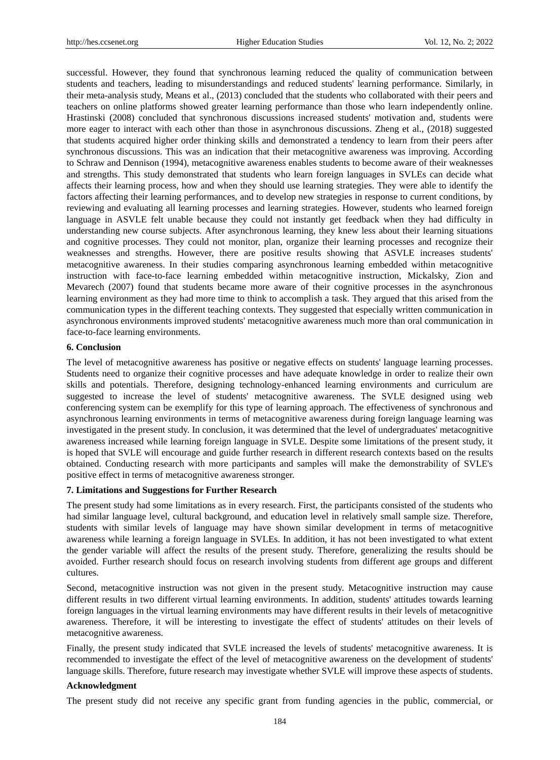successful. However, they found that synchronous learning reduced the quality of communication between students and teachers, leading to misunderstandings and reduced students' learning performance. Similarly, in their meta-analysis study, Means et al., (2013) concluded that the students who collaborated with their peers and teachers on online platforms showed greater learning performance than those who learn independently online. Hrastinski (2008) concluded that synchronous discussions increased students' motivation and, students were more eager to interact with each other than those in asynchronous discussions. Zheng et al., (2018) suggested that students acquired higher order thinking skills and demonstrated a tendency to learn from their peers after synchronous discussions. This was an indication that their metacognitive awareness was improving. According to Schraw and Dennison (1994), metacognitive awareness enables students to become aware of their weaknesses and strengths. This study demonstrated that students who learn foreign languages in SVLEs can decide what affects their learning process, how and when they should use learning strategies. They were able to identify the factors affecting their learning performances, and to develop new strategies in response to current conditions, by reviewing and evaluating all learning processes and learning strategies. However, students who learned foreign language in ASVLE felt unable because they could not instantly get feedback when they had difficulty in understanding new course subjects. After asynchronous learning, they knew less about their learning situations and cognitive processes. They could not monitor, plan, organize their learning processes and recognize their weaknesses and strengths. However, there are positive results showing that ASVLE increases students' metacognitive awareness. In their studies comparing asynchronous learning embedded within metacognitive instruction with face-to-face learning embedded within metacognitive instruction, Mickalsky, Zion and Mevarech (2007) found that students became more aware of their cognitive processes in the asynchronous learning environment as they had more time to think to accomplish a task. They argued that this arised from the communication types in the different teaching contexts. They suggested that especially written communication in asynchronous environments improved students' metacognitive awareness much more than oral communication in face-to-face learning environments.

## 6. Conclusion

The level of metacognitive awareness has positive or negative effects on students' language learning processes. Students need to organize their cognitive processes and have adequate knowledge in order to realize their own skills and potentials. Therefore, designing technology-enhanced learning environments and curriculum are suggested to increase the level of students' metacognitive awareness. The SVLE designed using web conferencing system can be exemplify for this type of learning approach. The effectiveness of synchronous and asynchronous learning environments in terms of metacognitive awareness during foreign language learning was investigated in the present study. In conclusion, it was determined that the level of undergraduates' metacognitive awareness increased while learning foreign language in SVLE. Despite some limitations of the present study, it is hoped that SVLE will encourage and guide further research in different research contexts based on the results obtained. Conducting research with more participants and samples will make the demonstrability of SVLE's positive effect in terms of metacognitive awareness stronger.

## 7. Limitations and Suggestions for Further Research

The present study had some limitations as in every research. First, the participants consisted of the students who had similar language level, cultural background, and education level in relatively small sample size. Therefore, students with similar levels of language may have shown similar development in terms of metacognitive awareness while learning a foreign language in SVLEs. In addition, it has not been investigated to what extent the gender variable will affect the results of the present study. Therefore, generalizing the results should be avoided. Further research should focus on research involving students from different age groups and different cultures.

Second, metacognitive instruction was not given in the present study. Metacognitive instruction may cause different results in two different virtual learning environments. In addition, students' attitudes towards learning foreign languages in the virtual learning environments may have different results in their levels of metacognitive awareness. Therefore, it will be interesting to investigate the effect of students' attitudes on their levels of metacognitive awareness.

Finally, the present study indicated that SVLE increased the levels of students' metacognitive awareness. It is recommended to investigate the effect of the level of metacognitive awareness on the development of students' language skills. Therefore, future research may investigate whether SVLE will improve these aspects of students.

## Acknowledgment

The present study did not receive any specific grant from funding agencies in the public, commercial, or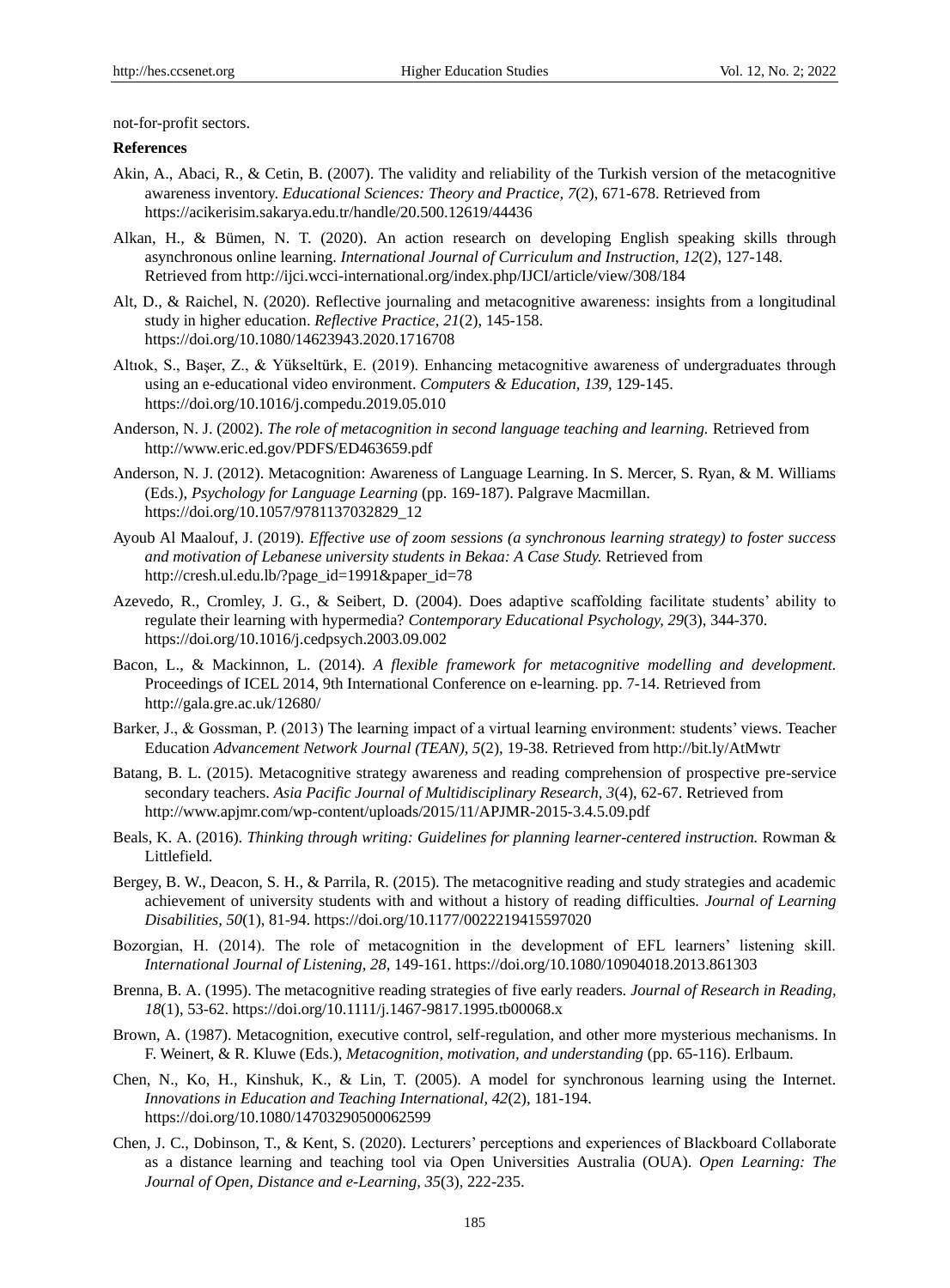not-for-profit sectors.

**References**

Akin, A., Abaci, R., & Cetin, B. (2007). The validity and reliability of the Turkish version of the metacognitive awareness inventory. *Educational Sciences: Theory and Practice, 7*(2), 671-678. Retrieved from https://acikerisim.sakarya.edu.tr/handle/20.500.12619/44436

Alkan, H., & Bümen, N. T. (2020). An action research on developing English speaking skills through asynchronous online learning. *International Journal of Curriculum and Instruction, 12*(2), 127-148. Retrieved from http://ijci.wcci-international.org/index.php/IJCI/article/view/308/184

Alt, D., & Raichel, N. (2020). Reflective journaling and metacognitive awareness: insights from a longitudinal study in higher education. *Reflective Practice, 21*(2), 145-158. https://doi.org/10.1080/14623943.2020.1716708

Altıok, S., Başer, Z., & Yükseltürk, E. (2019). Enhancing metacognitive awareness of undergraduates through using an e-educational video environment. *Computers & Education, 139,* 129-145. https://doi.org/10.1016/j.compedu.2019.05.010

Anderson, N. J. (2002). *The role of metacognition in second language teaching and learning.* Retrieved from http://www.eric.ed.gov/PDFS/ED463659.pdf

Anderson, N. J. (2012). Metacognition: Awareness of Language Learning. In S. Mercer, S. Ryan, & M. Williams (Eds.), *Psychology for Language Learning* (pp. 169-187). Palgrave Macmillan. https://doi.org/10.1057/9781137032829_12

Ayoub Al Maalouf, J. (2019). *Effective use of zoom sessions (a synchronous learning strategy) to foster success and motivation of Lebanese university students in Bekaa: A Case Study.* Retrieved from http://cresh.ul.edu.lb/?page_id=1991&paper_id=78

Azevedo, R., Cromley, J. G., & Seibert, D. (2004). Does adaptive scaffolding facilitate students' ability to regulate their learning with hypermedia? *Contemporary Educational Psychology, 29*(3), 344-370. https://doi.org/10.1016/j.cedpsych.2003.09.002

Bacon, L., & Mackinnon, L. (2014). *A flexible framework for metacognitive modelling and development.* Proceedings of ICEL 2014, 9th International Conference on e-learning. pp. 7-14. Retrieved from http://gala.gre.ac.uk/12680/

Barker, J., & Gossman, P. (2013) The learning impact of a virtual learning environment: students' views. Teacher Education *Advancement Network Journal (TEAN), 5*(2), 19-38. Retrieved from http://bit.ly/AtMwtr

Batang, B. L. (2015). Metacognitive strategy awareness and reading comprehension of prospective pre-service secondary teachers. *Asia Pacific Journal of Multidisciplinary Research, 3*(4), 62-67. Retrieved from http://www.apjmr.com/wp-content/uploads/2015/11/APJMR-2015-3.4.5.09.pdf

Beals, K. A. (2016). *Thinking through writing: Guidelines for planning learner-centered instruction.* Rowman & Littlefield.

Bergey, B. W., Deacon, S. H., & Parrila, R. (2015). The metacognitive reading and study strategies and academic achievement of university students with and without a history of reading difficulties. *Journal of Learning Disabilities, 50*(1), 81-94. https://doi.org/10.1177/0022219415597020

Bozorgian, H. (2014). The role of metacognition in the development of EFL learners' listening skill. *International Journal of Listening, 28,* 149-161. https://doi.org/10.1080/10904018.2013.861303

Brenna, B. A. (1995). The metacognitive reading strategies of five early readers. *Journal of Research in Reading, 18*(1), 53-62. https://doi.org/10.1111/j.1467-9817.1995.tb00068.x

Brown, A. (1987). Metacognition, executive control, self-regulation, and other more mysterious mechanisms. In F. Weinert, & R. Kluwe (Eds.), *Metacognition, motivation, and understanding* (pp. 65-116). Erlbaum.

Chen, N., Ko, H., Kinshuk, K., & Lin, T. (2005). A model for synchronous learning using the Internet. *Innovations in Education and Teaching International, 42*(2), 181-194. https://doi.org/10.1080/14703290500062599

Chen, J. C., Dobinson, T., & Kent, S. (2020). Lecturers' perceptions and experiences of Blackboard Collaborate as a distance learning and teaching tool via Open Universities Australia (OUA). *Open Learning: The Journal of Open, Distance and e-Learning, 35*(3), 222-235.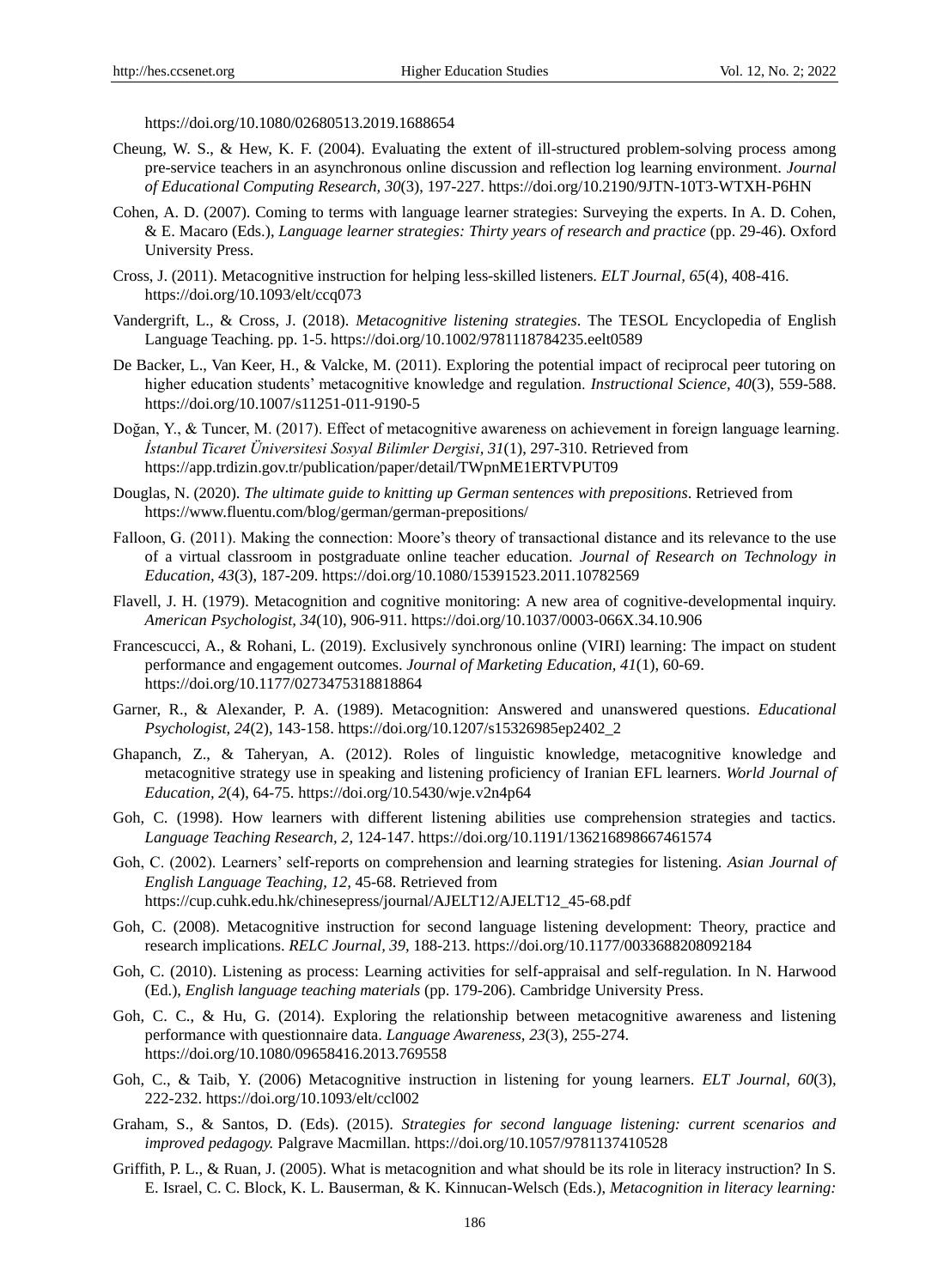https://doi.org/10.1080/02680513.2019.1688654

Cheung, W. S., & Hew, K. F. (2004). Evaluating the extent of ill-structured problem-solving process among pre-service teachers in an asynchronous online discussion and reflection log learning environment. *Journal of Educational Computing Research, 30*(3), 197-227. https://doi.org/10.2190/9JTN-10T3-WTXH-P6HN

Cohen, A. D. (2007). Coming to terms with language learner strategies: Surveying the experts. In A. D. Cohen, & E. Macaro (Eds.), *Language learner strategies: Thirty years of research and practice* (pp. 29-46). Oxford University Press.

Cross, J. (2011). Metacognitive instruction for helping less-skilled listeners. *ELT Journal, 65*(4), 408-416. https://doi.org/10.1093/elt/ccq073

Vandergrift, L., & Cross, J. (2018). *Metacognitive listening strategies*. The TESOL Encyclopedia of English Language Teaching. pp. 1-5. https://doi.org/10.1002/9781118784235.eelt0589

De Backer, L., Van Keer, H., & Valcke, M. (2011). Exploring the potential impact of reciprocal peer tutoring on higher education students' metacognitive knowledge and regulation. *Instructional Science, 40*(3), 559-588. https://doi.org/10.1007/s11251-011-9190-5

Doğan, Y., & Tuncer, M. (2017). Effect of metacognitive awareness on achievement in foreign language learning. *İstanbul Ticaret Üniversitesi Sosyal Bilimler Dergisi, 31*(1), 297-310. Retrieved from https://app.trdizin.gov.tr/publication/paper/detail/TWpnME1ERTVPUT09

Douglas, N. (2020). *The ultimate guide to knitting up German sentences with prepositions*. Retrieved from https://www.fluentu.com/blog/german/german-prepositions/

Falloon, G. (2011). Making the connection: Moore's theory of transactional distance and its relevance to the use of a virtual classroom in postgraduate online teacher education. *Journal of Research on Technology in Education, 43*(3), 187-209. https://doi.org/10.1080/15391523.2011.10782569

Flavell, J. H. (1979). Metacognition and cognitive monitoring: A new area of cognitive-developmental inquiry. *American Psychologist, 34*(10), 906-911. https://doi.org/10.1037/0003-066X.34.10.906

Francescucci, A., & Rohani, L. (2019). Exclusively synchronous online (VIRI) learning: The impact on student performance and engagement outcomes. *Journal of Marketing Education, 41*(1), 60-69. https://doi.org/10.1177/0273475318818864

Garner, R., & Alexander, P. A. (1989). Metacognition: Answered and unanswered questions. *Educational Psychologist, 24*(2), 143-158. https://doi.org/10.1207/s15326985ep2402_2

Ghapanch, Z., & Taheryan, A. (2012). Roles of linguistic knowledge, metacognitive knowledge and metacognitive strategy use in speaking and listening proficiency of Iranian EFL learners. *World Journal of Education, 2*(4), 64-75. https://doi.org/10.5430/wje.v2n4p64

Goh, C. (1998). How learners with different listening abilities use comprehension strategies and tactics. *Language Teaching Research, 2,* 124-147. https://doi.org/10.1191/136216898667461574

Goh, C. (2002). Learners' self-reports on comprehension and learning strategies for listening. *Asian Journal of English Language Teaching, 12,* 45-68. Retrieved from https://cup.cuhk.edu.hk/chinesepress/journal/AJELT12/AJELT12_45-68.pdf

Goh, C. (2008). Metacognitive instruction for second language listening development: Theory, practice and research implications. *RELC Journal, 39,* 188-213. https://doi.org/10.1177/0033688208092184

Goh, C. (2010). Listening as process: Learning activities for self-appraisal and self-regulation. In N. Harwood (Ed.), *English language teaching materials* (pp. 179-206). Cambridge University Press.

Goh, C. C., & Hu, G. (2014). Exploring the relationship between metacognitive awareness and listening performance with questionnaire data. *Language Awareness, 23*(3), 255-274. https://doi.org/10.1080/09658416.2013.769558

Goh, C., & Taib, Y. (2006) Metacognitive instruction in listening for young learners. *ELT Journal, 60*(3), 222-232. https://doi.org/10.1093/elt/ccl002

Graham, S., & Santos, D. (Eds). (2015). *Strategies for second language listening: current scenarios and improved pedagogy.* Palgrave Macmillan. https://doi.org/10.1057/9781137410528

Griffith, P. L., & Ruan, J. (2005). What is metacognition and what should be its role in literacy instruction? In S. E. Israel, C. C. Block, K. L. Bauserman, & K. Kinnucan-Welsch (Eds.), *Metacognition in literacy learning:*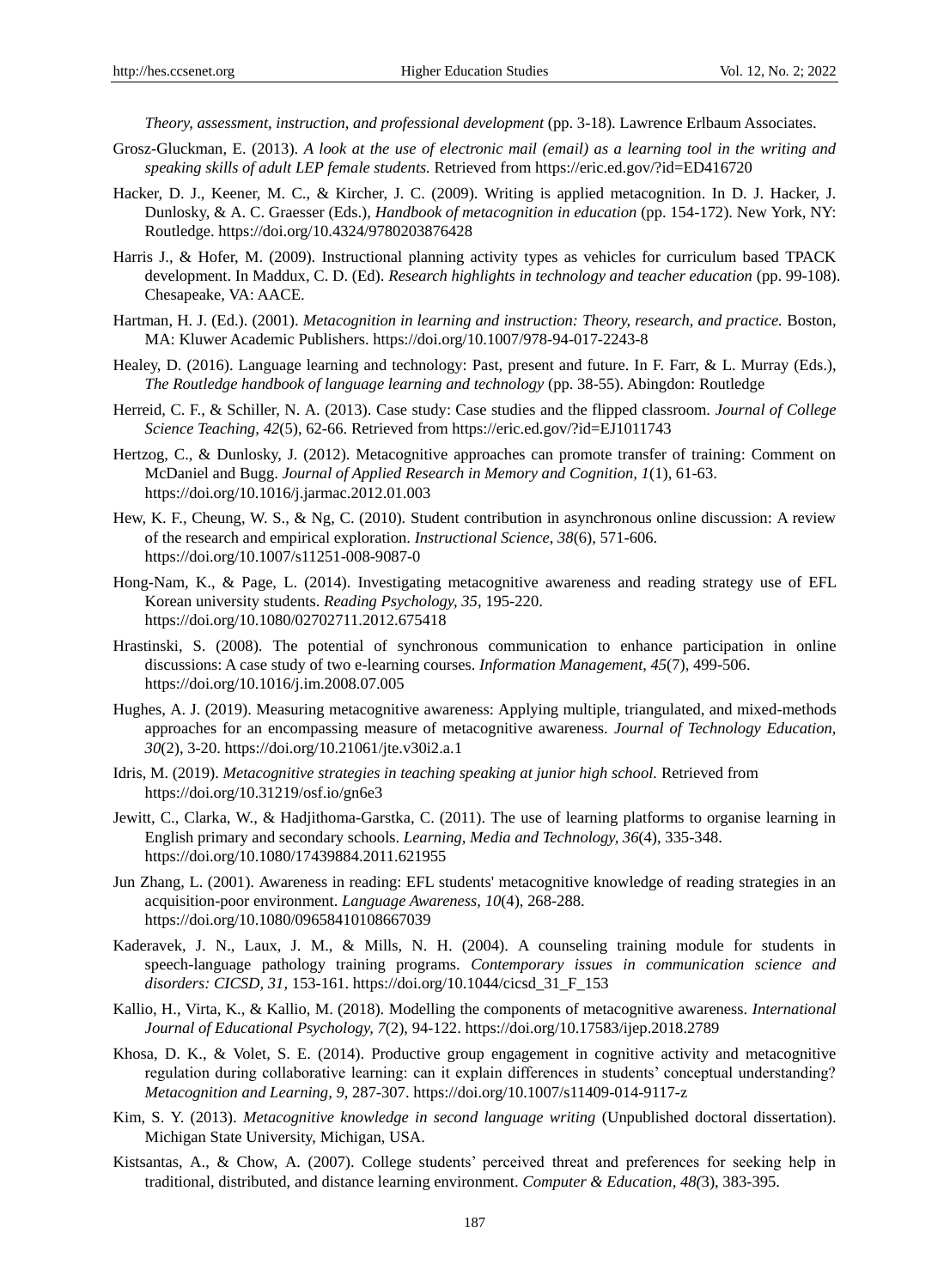*Theory, assessment, instruction, and professional development* (pp. 3-18). Lawrence Erlbaum Associates.

Grosz-Gluckman, E. (2013). *A look at the use of electronic mail (email) as a learning tool in the writing and speaking skills of adult LEP female students.* Retrieved from https://eric.ed.gov/?id=ED416720

Hacker, D. J., Keener, M. C., & Kircher, J. C. (2009). Writing is applied metacognition. In D. J. Hacker, J. Dunlosky, & A. C. Graesser (Eds.), *Handbook of metacognition in education* (pp. 154-172). New York, NY: Routledge. https://doi.org/10.4324/9780203876428

Harris J., & Hofer, M. (2009). Instructional planning activity types as vehicles for curriculum based TPACK development. In Maddux, C. D. (Ed). *Research highlights in technology and teacher education* (pp. 99-108). Chesapeake, VA: AACE.

Hartman, H. J. (Ed.). (2001). *Metacognition in learning and instruction: Theory, research, and practice.* Boston, MA: Kluwer Academic Publishers. https://doi.org/10.1007/978-94-017-2243-8

Healey, D. (2016). Language learning and technology: Past, present and future. In F. Farr, & L. Murray (Eds.), *The Routledge handbook of language learning and technology* (pp. 38-55). Abingdon: Routledge

Herreid, C. F., & Schiller, N. A. (2013). Case study: Case studies and the flipped classroom. *Journal of College Science Teaching, 42*(5), 62-66. Retrieved from https://eric.ed.gov/?id=EJ1011743

Hertzog, C., & Dunlosky, J. (2012). Metacognitive approaches can promote transfer of training: Comment on McDaniel and Bugg. *Journal of Applied Research in Memory and Cognition, 1*(1), 61-63. https://doi.org/10.1016/j.jarmac.2012.01.003

Hew, K. F., Cheung, W. S., & Ng, C. (2010). Student contribution in asynchronous online discussion: A review of the research and empirical exploration. *Instructional Science, 38*(6), 571-606. https://doi.org/10.1007/s11251-008-9087-0

Hong-Nam, K., & Page, L. (2014). Investigating metacognitive awareness and reading strategy use of EFL Korean university students. *Reading Psychology, 35,* 195-220. https://doi.org/10.1080/02702711.2012.675418

Hrastinski, S. (2008). The potential of synchronous communication to enhance participation in online discussions: A case study of two e-learning courses. *Information Management, 45*(7), 499-506. https://doi.org/10.1016/j.im.2008.07.005

Hughes, A. J. (2019). Measuring metacognitive awareness: Applying multiple, triangulated, and mixed-methods approaches for an encompassing measure of metacognitive awareness. *Journal of Technology Education, 30*(2), 3-20. https://doi.org/10.21061/jte.v30i2.a.1

Idris, M. (2019). *Metacognitive strategies in teaching speaking at junior high school.* Retrieved from https://doi.org/10.31219/osf.io/gn6e3

Jewitt, C., Clarka, W., & Hadjithoma-Garstka, C. (2011). The use of learning platforms to organise learning in English primary and secondary schools. *Learning, Media and Technology, 36*(4), 335-348. https://doi.org/10.1080/17439884.2011.621955

Jun Zhang, L. (2001). Awareness in reading: EFL students' metacognitive knowledge of reading strategies in an acquisition-poor environment. *Language Awareness, 10*(4), 268-288. https://doi.org/10.1080/09658410108667039

Kaderavek, J. N., Laux, J. M., & Mills, N. H. (2004). A counseling training module for students in speech-language pathology training programs. *Contemporary issues in communication science and disorders: CICSD, 31,* 153-161. https://doi.org/10.1044/cicsd_31_F_153

Kallio, H., Virta, K., & Kallio, M. (2018). Modelling the components of metacognitive awareness. *International Journal of Educational Psychology, 7*(2), 94-122. https://doi.org/10.17583/ijep.2018.2789

Khosa, D. K., & Volet, S. E. (2014). Productive group engagement in cognitive activity and metacognitive regulation during collaborative learning: can it explain differences in students' conceptual understanding? *Metacognition and Learning, 9,* 287-307. https://doi.org/10.1007/s11409-014-9117-z

Kim, S. Y. (2013). *Metacognitive knowledge in second language writing* (Unpublished doctoral dissertation). Michigan State University, Michigan, USA.

Kistsantas, A., & Chow, A. (2007). College students' perceived threat and preferences for seeking help in traditional, distributed, and distance learning environment. *Computer & Education, 48(*3), 383-395.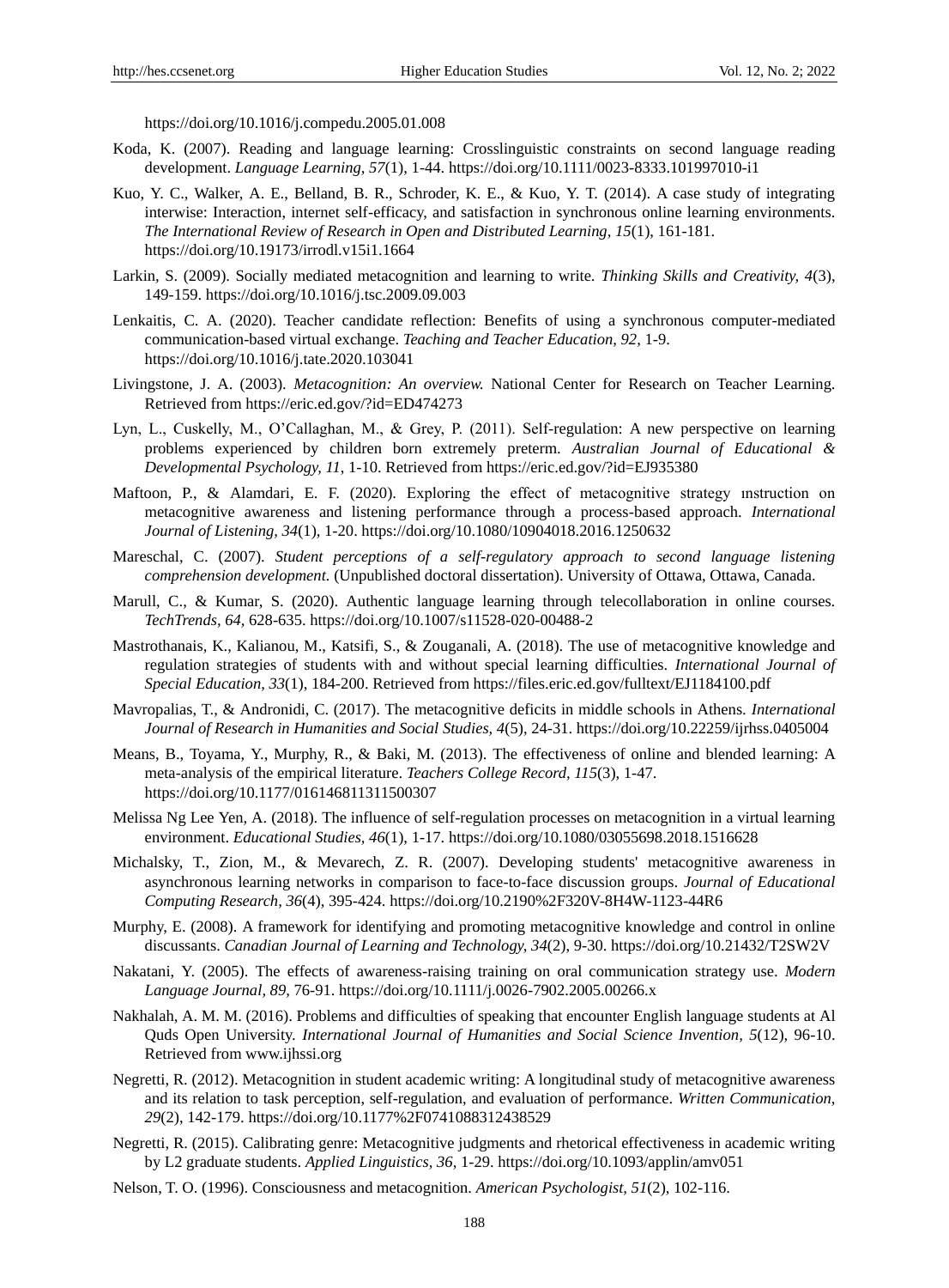https://doi.org/10.1016/j.compedu.2005.01.008

Koda, K. (2007). Reading and language learning: Crosslinguistic constraints on second language reading development. *Language Learning, 57*(1), 1-44. https://doi.org/10.1111/0023-8333.101997010-i1

Kuo, Y. C., Walker, A. E., Belland, B. R., Schroder, K. E., & Kuo, Y. T. (2014). A case study of integrating interwise: Interaction, internet self-efficacy, and satisfaction in synchronous online learning environments. *The International Review of Research in Open and Distributed Learning, 15*(1), 161-181. https://doi.org/10.19173/irrodl.v15i1.1664

Larkin, S. (2009). Socially mediated metacognition and learning to write. *Thinking Skills and Creativity, 4*(3), 149-159. https://doi.org/10.1016/j.tsc.2009.09.003

Lenkaitis, C. A. (2020). Teacher candidate reflection: Benefits of using a synchronous computer-mediated communication-based virtual exchange. *Teaching and Teacher Education, 92,* 1-9. https://doi.org/10.1016/j.tate.2020.103041

Livingstone, J. A. (2003). *Metacognition: An overview.* National Center for Research on Teacher Learning. Retrieved from https://eric.ed.gov/?id=ED474273

Lyn, L., Cuskelly, M., O'Callaghan, M., & Grey, P. (2011). Self-regulation: A new perspective on learning problems experienced by children born extremely preterm. *Australian Journal of Educational & Developmental Psychology, 11*, 1-10. Retrieved from https://eric.ed.gov/?id=EJ935380

Maftoon, P., & Alamdari, E. F. (2020). Exploring the effect of metacognitive strategy ınstruction on metacognitive awareness and listening performance through a process-based approach. *International Journal of Listening, 34*(1), 1-20. https://doi.org/10.1080/10904018.2016.1250632

Mareschal, C. (2007). *Student perceptions of a self-regulatory approach to second language listening comprehension development.* (Unpublished doctoral dissertation). University of Ottawa, Ottawa, Canada.

Marull, C., & Kumar, S. (2020). Authentic language learning through telecollaboration in online courses. *TechTrends, 64*, 628-635. https://doi.org/10.1007/s11528-020-00488-2

Mastrothanais, K., Kalianou, M., Katsifi, S., & Zouganali, A. (2018). The use of metacognitive knowledge and regulation strategies of students with and without special learning difficulties. *International Journal of Special Education, 33*(1), 184-200. Retrieved from https://files.eric.ed.gov/fulltext/EJ1184100.pdf

Mavropalias, T., & Andronidi, C. (2017). The metacognitive deficits in middle schools in Athens. *International Journal of Research in Humanities and Social Studies, 4*(5), 24-31. https://doi.org/10.22259/ijrhss.0405004

Means, B., Toyama, Y., Murphy, R., & Baki, M. (2013). The effectiveness of online and blended learning: A meta-analysis of the empirical literature. *Teachers College Record, 115*(3), 1-47. https://doi.org/10.1177/016146811311500307

Melissa Ng Lee Yen, A. (2018). The influence of self-regulation processes on metacognition in a virtual learning environment. *Educational Studies, 46*(1), 1-17. https://doi.org/10.1080/03055698.2018.1516628

Michalsky, T., Zion, M., & Mevarech, Z. R. (2007). Developing students' metacognitive awareness in asynchronous learning networks in comparison to face-to-face discussion groups. *Journal of Educational Computing Research, 36*(4), 395-424. https://doi.org/10.2190%2F320V-8H4W-1123-44R6

Murphy, E. (2008). A framework for identifying and promoting metacognitive knowledge and control in online discussants. *Canadian Journal of Learning and Technology, 34*(2), 9-30. https://doi.org/10.21432/T2SW2V

Nakatani, Y. (2005). The effects of awareness-raising training on oral communication strategy use. *Modern Language Journal, 89,* 76-91. https://doi.org/10.1111/j.0026-7902.2005.00266.x

Nakhalah, A. M. M. (2016). Problems and difficulties of speaking that encounter English language students at Al Quds Open University. *International Journal of Humanities and Social Science Invention, 5*(12), 96-10. Retrieved from www.ijhssi.org

Negretti, R. (2012). Metacognition in student academic writing: A longitudinal study of metacognitive awareness and its relation to task perception, self-regulation, and evaluation of performance. *Written Communication, 29*(2), 142-179. https://doi.org/10.1177%2F0741088312438529

Negretti, R. (2015). Calibrating genre: Metacognitive judgments and rhetorical effectiveness in academic writing by L2 graduate students. *Applied Linguistics, 36*, 1-29. https://doi.org/10.1093/applin/amv051

Nelson, T. O. (1996). Consciousness and metacognition. *American Psychologist, 51*(2), 102-116.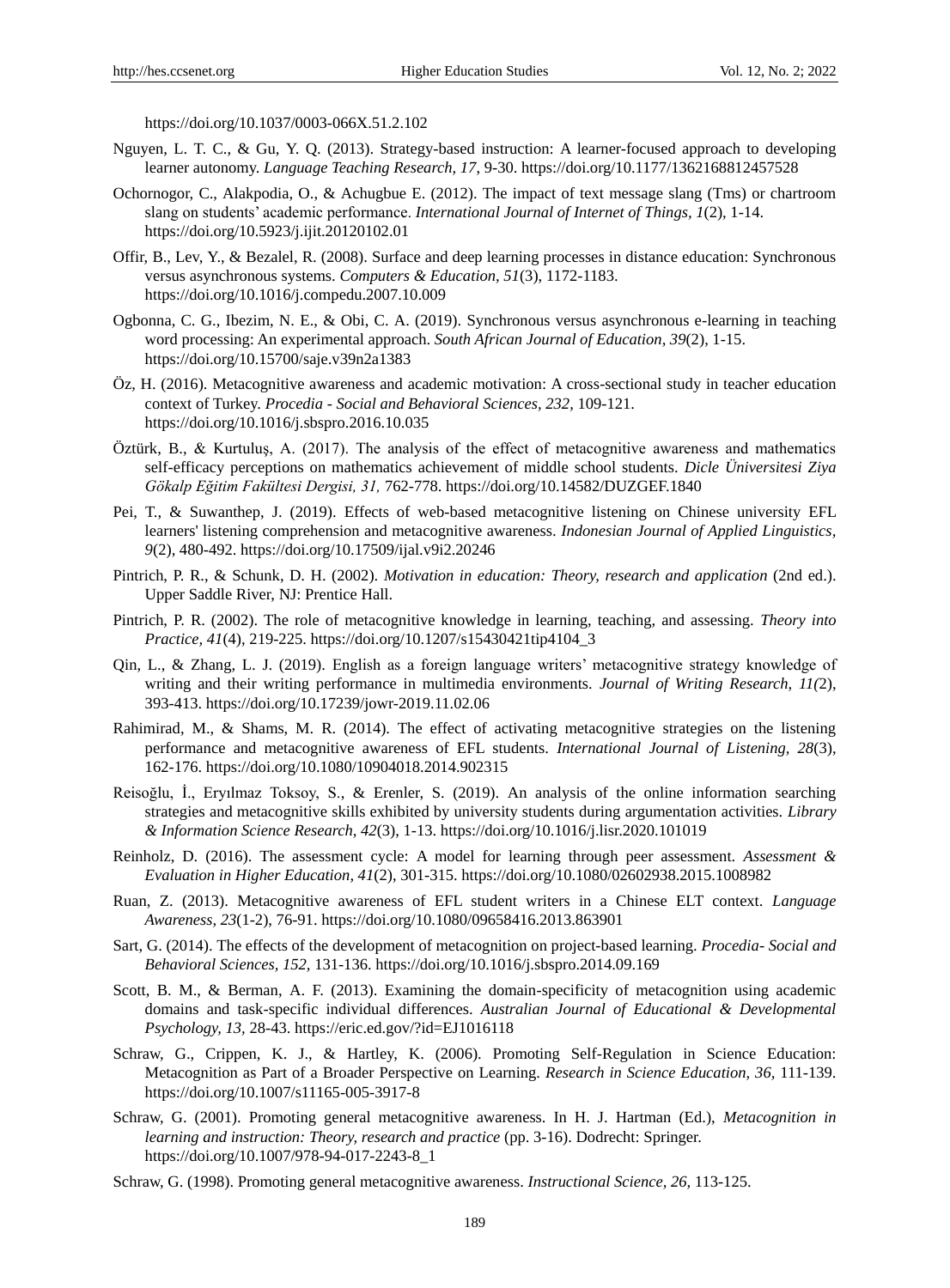https://doi.org/10.1037/0003-066X.51.2.102

Nguyen, L. T. C., & Gu, Y. Q. (2013). Strategy-based instruction: A learner-focused approach to developing learner autonomy. *Language Teaching Research, 17*, 9-30. https://doi.org/10.1177/1362168812457528

Ochornogor, C., Alakpodia, O., & Achugbue E. (2012). The impact of text message slang (Tms) or chartroom slang on students' academic performance. *International Journal of Internet of Things, 1*(2), 1-14. https://doi.org/10.5923/j.ijit.20120102.01

Offir, B., Lev, Y., & Bezalel, R. (2008). Surface and deep learning processes in distance education: Synchronous versus asynchronous systems. *Computers & Education, 51*(3), 1172-1183. https://doi.org/10.1016/j.compedu.2007.10.009

Ogbonna, C. G., Ibezim, N. E., & Obi, C. A. (2019). Synchronous versus asynchronous e-learning in teaching word processing: An experimental approach. *South African Journal of Education, 39*(2), 1-15. https://doi.org/10.15700/saje.v39n2a1383

Öz, H. (2016). Metacognitive awareness and academic motivation: A cross-sectional study in teacher education context of Turkey. *Procedia - Social and Behavioral Sciences, 232*, 109-121. https://doi.org/10.1016/j.sbspro.2016.10.035

Öztürk, B., & Kurtuluş, A. (2017). The analysis of the effect of metacognitive awareness and mathematics self-efficacy perceptions on mathematics achievement of middle school students. *Dicle Üniversitesi Ziya Gökalp Eğitim Fakültesi Dergisi, 31,* 762-778. https://doi.org/10.14582/DUZGEF.1840

Pei, T., & Suwanthep, J. (2019). Effects of web-based metacognitive listening on Chinese university EFL learners' listening comprehension and metacognitive awareness. *Indonesian Journal of Applied Linguistics, 9*(2), 480-492. https://doi.org/10.17509/ijal.v9i2.20246

Pintrich, P. R., & Schunk, D. H. (2002). *Motivation in education: Theory, research and application* (2nd ed.). Upper Saddle River, NJ: Prentice Hall.

Pintrich, P. R. (2002). The role of metacognitive knowledge in learning, teaching, and assessing. *Theory into Practice, 41*(4), 219-225. https://doi.org/10.1207/s15430421tip4104_3

Qin, L., & Zhang, L. J. (2019). English as a foreign language writers' metacognitive strategy knowledge of writing and their writing performance in multimedia environments. *Journal of Writing Research, 11(*2), 393-413. https://doi.org/10.17239/jowr-2019.11.02.06

Rahimirad, M., & Shams, M. R. (2014). The effect of activating metacognitive strategies on the listening performance and metacognitive awareness of EFL students. *International Journal of Listening, 28*(3), 162-176. https://doi.org/10.1080/10904018.2014.902315

Reisoğlu, İ., Eryılmaz Toksoy, S., & Erenler, S. (2019). An analysis of the online information searching strategies and metacognitive skills exhibited by university students during argumentation activities. *Library & Information Science Research, 42*(3), 1-13. https://doi.org/10.1016/j.lisr.2020.101019

Reinholz, D. (2016). The assessment cycle: A model for learning through peer assessment. *Assessment & Evaluation in Higher Education, 41*(2), 301-315. https://doi.org/10.1080/02602938.2015.1008982

Ruan, Z. (2013). Metacognitive awareness of EFL student writers in a Chinese ELT context. *Language Awareness, 23*(1-2), 76-91. https://doi.org/10.1080/09658416.2013.863901

Sart, G. (2014). The effects of the development of metacognition on project-based learning. *Procedia- Social and Behavioral Sciences, 152*, 131-136. https://doi.org/10.1016/j.sbspro.2014.09.169

Scott, B. M., & Berman, A. F. (2013). Examining the domain-specificity of metacognition using academic domains and task-specific individual differences. *Australian Journal of Educational & Developmental Psychology, 13*, 28-43. https://eric.ed.gov/?id=EJ1016118

Schraw, G., Crippen, K. J., & Hartley, K. (2006). Promoting Self-Regulation in Science Education: Metacognition as Part of a Broader Perspective on Learning. *Research in Science Education, 36*, 111-139. https://doi.org/10.1007/s11165-005-3917-8

Schraw, G. (2001). Promoting general metacognitive awareness. In H. J. Hartman (Ed.), *Metacognition in learning and instruction: Theory, research and practice* (pp. 3-16). Dodrecht: Springer. https://doi.org/10.1007/978-94-017-2243-8_1

Schraw, G. (1998). Promoting general metacognitive awareness. *Instructional Science, 26,* 113-125.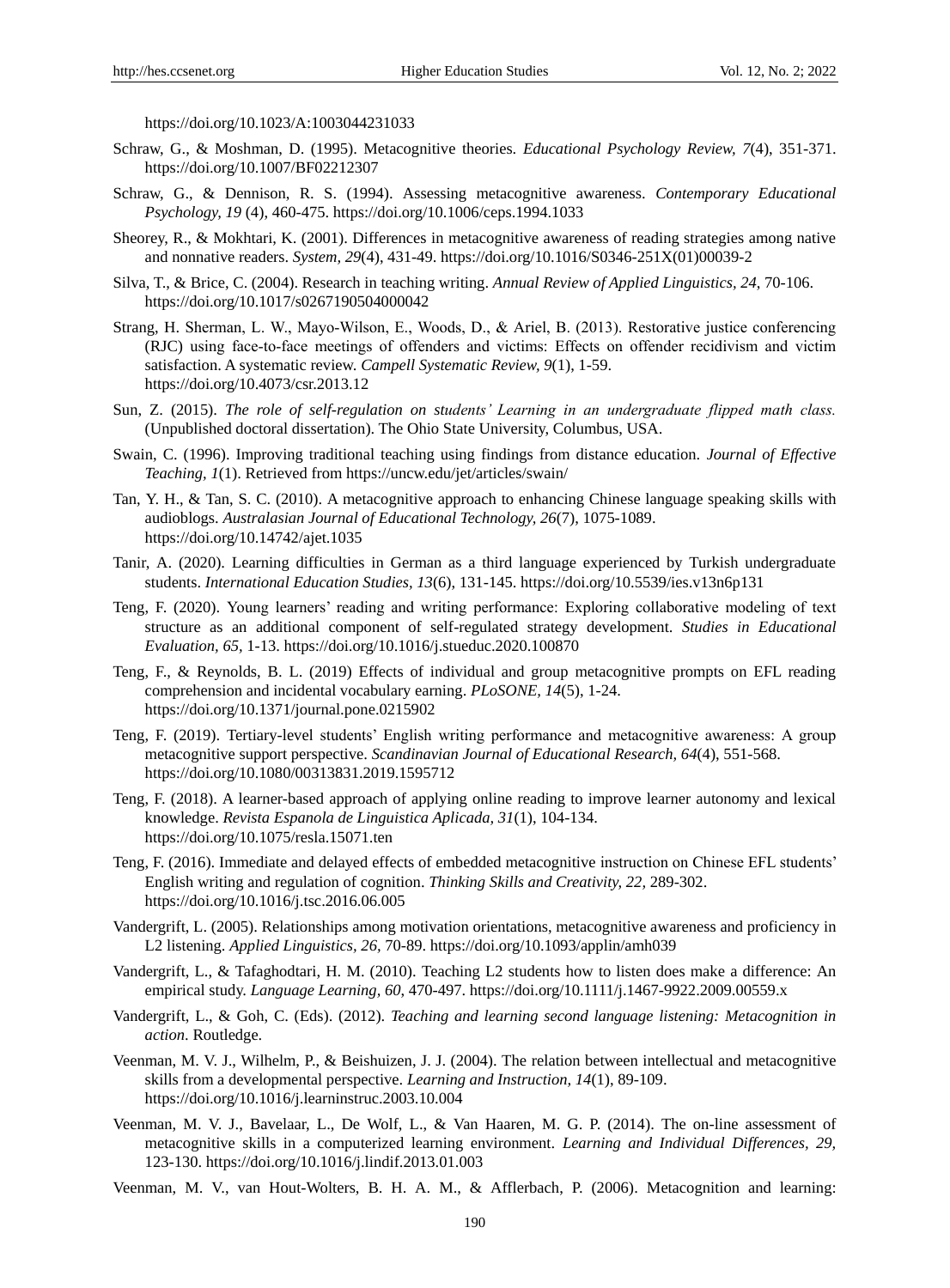https://doi.org/10.1023/A:1003044231033

Schraw, G., & Moshman, D. (1995). Metacognitive theories. *Educational Psychology Review, 7*(4), 351-371. https://doi.org/10.1007/BF02212307

Schraw, G., & Dennison, R. S. (1994). Assessing metacognitive awareness. *Contemporary Educational Psychology, 19* (4), 460-475. https://doi.org/10.1006/ceps.1994.1033

Sheorey, R., & Mokhtari, K. (2001). Differences in metacognitive awareness of reading strategies among native and nonnative readers. *System, 29*(4), 431-49. https://doi.org/10.1016/S0346-251X(01)00039-2

Silva, T., & Brice, C. (2004). Research in teaching writing. *Annual Review of Applied Linguistics, 24*, 70-106. https://doi.org/10.1017/s0267190504000042

Strang, H. Sherman, L. W., Mayo-Wilson, E., Woods, D., & Ariel, B. (2013). Restorative justice conferencing (RJC) using face-to-face meetings of offenders and victims: Effects on offender recidivism and victim satisfaction. A systematic review. *Campell Systematic Review, 9*(1), 1-59. https://doi.org/10.4073/csr.2013.12

Sun, Z. (2015). *The role of self-regulation on students' Learning in an undergraduate flipped math class.* (Unpublished doctoral dissertation). The Ohio State University, Columbus, USA.

Swain, C. (1996). Improving traditional teaching using findings from distance education. *Journal of Effective Teaching, 1*(1). Retrieved from https://uncw.edu/jet/articles/swain/

Tan, Y. H., & Tan, S. C. (2010). A metacognitive approach to enhancing Chinese language speaking skills with audioblogs. *Australasian Journal of Educational Technology, 26*(7), 1075-1089. https://doi.org/10.14742/ajet.1035

Tanir, A. (2020). Learning difficulties in German as a third language experienced by Turkish undergraduate students. *International Education Studies, 13*(6), 131-145. https://doi.org/10.5539/ies.v13n6p131

Teng, F. (2020). Young learners' reading and writing performance: Exploring collaborative modeling of text structure as an additional component of self-regulated strategy development. *Studies in Educational Evaluation, 65,* 1-13. https://doi.org/10.1016/j.stueduc.2020.100870

Teng, F., & Reynolds, B. L. (2019) Effects of individual and group metacognitive prompts on EFL reading comprehension and incidental vocabulary earning. *PLoSONE, 14*(5), 1-24. https://doi.org/10.1371/journal.pone.0215902

Teng, F. (2019). Tertiary-level students' English writing performance and metacognitive awareness: A group metacognitive support perspective. *Scandinavian Journal of Educational Research, 64*(4), 551-568. https://doi.org/10.1080/00313831.2019.1595712

Teng, F. (2018). A learner-based approach of applying online reading to improve learner autonomy and lexical knowledge. *Revista Espanola de Linguistica Aplicada, 31*(1), 104-134. https://doi.org/10.1075/resla.15071.ten

Teng, F. (2016). Immediate and delayed effects of embedded metacognitive instruction on Chinese EFL students' English writing and regulation of cognition. *Thinking Skills and Creativity, 22,* 289-302. https://doi.org/10.1016/j.tsc.2016.06.005

Vandergrift, L. (2005). Relationships among motivation orientations, metacognitive awareness and proficiency in L2 listening. *Applied Linguistics, 26,* 70-89. https://doi.org/10.1093/applin/amh039

Vandergrift, L., & Tafaghodtari, H. M. (2010). Teaching L2 students how to listen does make a difference: An empirical study. *Language Learning, 60*, 470-497. https://doi.org/10.1111/j.1467-9922.2009.00559.x

Vandergrift, L., & Goh, C. (Eds). (2012). *Teaching and learning second language listening: Metacognition in action*. Routledge.

Veenman, M. V. J., Wilhelm, P., & Beishuizen, J. J. (2004). The relation between intellectual and metacognitive skills from a developmental perspective. *Learning and Instruction, 14*(1), 89-109. https://doi.org/10.1016/j.learninstruc.2003.10.004

Veenman, M. V. J., Bavelaar, L., De Wolf, L., & Van Haaren, M. G. P. (2014). The on-line assessment of metacognitive skills in a computerized learning environment. *Learning and Individual Differences, 29,* 123-130. https://doi.org/10.1016/j.lindif.2013.01.003

Veenman, M. V., van Hout-Wolters, B. H. A. M., & Afflerbach, P. (2006). Metacognition and learning: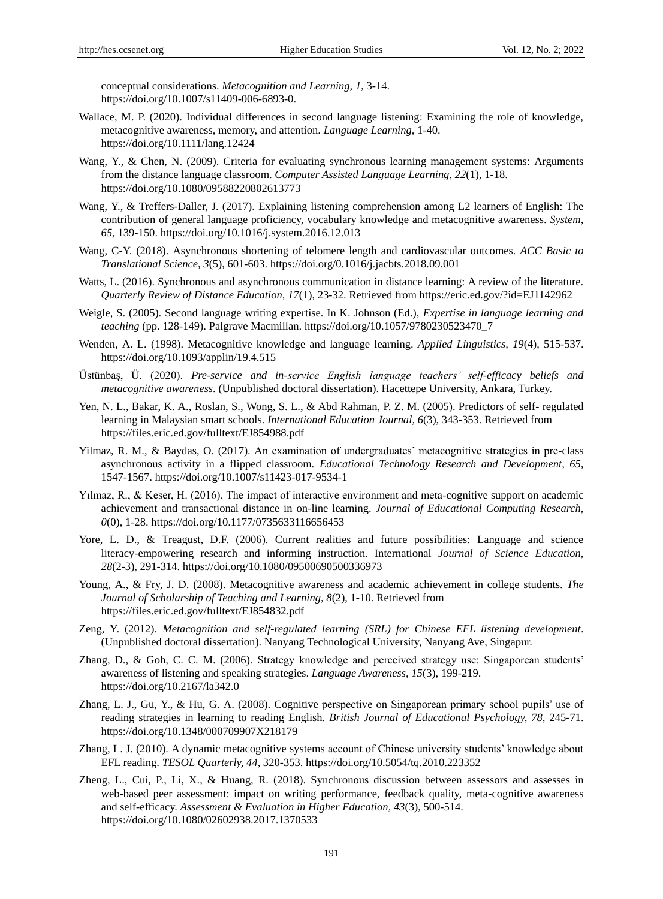conceptual considerations. *Metacognition and Learning, 1*, 3-14. https://doi.org/10.1007/s11409-006-6893-0.

Wallace, M. P. (2020). Individual differences in second language listening: Examining the role of knowledge, metacognitive awareness, memory, and attention. *Language Learning*, 1-40. https://doi.org/10.1111/lang.12424

Wang, Y., & Chen, N. (2009). Criteria for evaluating synchronous learning management systems: Arguments from the distance language classroom. *Computer Assisted Language Learning, 22*(1), 1-18. https://doi.org/10.1080/09588220802613773

Wang, Y., & Treffers-Daller, J. (2017). Explaining listening comprehension among L2 learners of English: The contribution of general language proficiency, vocabulary knowledge and metacognitive awareness. *System, 65*, 139-150. https://doi.org/10.1016/j.system.2016.12.013

Wang, C-Y. (2018). Asynchronous shortening of telomere length and cardiovascular outcomes. *ACC Basic to Translational Science, 3*(5), 601-603. https://doi.org/0.1016/j.jacbts.2018.09.001

Watts, L. (2016). Synchronous and asynchronous communication in distance learning: A review of the literature. *Quarterly Review of Distance Education, 17*(1), 23-32. Retrieved from https://eric.ed.gov/?id=EJ1142962

Weigle, S. (2005). Second language writing expertise. In K. Johnson (Ed.), *Expertise in language learning and teaching* (pp. 128-149). Palgrave Macmillan. https://doi.org/10.1057/9780230523470_7

Wenden, A. L. (1998). Metacognitive knowledge and language learning. *Applied Linguistics, 19*(4), 515-537. https://doi.org/10.1093/applin/19.4.515

Üstünbaş, Ü. (2020). *Pre-service and in-service English language teachers' self-efficacy beliefs and metacognitive awareness*. (Unpublished doctoral dissertation). Hacettepe University, Ankara, Turkey.

Yen, N. L., Bakar, K. A., Roslan, S., Wong, S. L., & Abd Rahman, P. Z. M. (2005). Predictors of self- regulated learning in Malaysian smart schools. *International Education Journal, 6*(3), 343-353. Retrieved from https://files.eric.ed.gov/fulltext/EJ854988.pdf

Yilmaz, R. M., & Baydas, O. (2017). An examination of undergraduates' metacognitive strategies in pre-class asynchronous activity in a flipped classroom. *Educational Technology Research and Development, 65*, 1547-1567. https://doi.org/10.1007/s11423-017-9534-1

Yılmaz, R., & Keser, H. (2016). The impact of interactive environment and meta-cognitive support on academic achievement and transactional distance in on-line learning. *Journal of Educational Computing Research, 0*(0), 1-28. https://doi.org/10.1177/0735633116656453

Yore, L. D., & Treagust, D.F. (2006). Current realities and future possibilities: Language and science literacy-empowering research and informing instruction. International *Journal of Science Education, 28*(2-3), 291-314. https://doi.org/10.1080/09500690500336973

Young, A., & Fry, J. D. (2008). Metacognitive awareness and academic achievement in college students. *The Journal of Scholarship of Teaching and Learning, 8*(2), 1-10. Retrieved from https://files.eric.ed.gov/fulltext/EJ854832.pdf

Zeng, Y. (2012). *Metacognition and self-regulated learning (SRL) for Chinese EFL listening development*. (Unpublished doctoral dissertation). Nanyang Technological University, Nanyang Ave, Singapur.

Zhang, D., & Goh, C. C. M. (2006). Strategy knowledge and perceived strategy use: Singaporean students' awareness of listening and speaking strategies. *Language Awareness, 15*(3), 199-219. https://doi.org/10.2167/la342.0

Zhang, L. J., Gu, Y., & Hu, G. A. (2008). Cognitive perspective on Singaporean primary school pupils' use of reading strategies in learning to reading English. *British Journal of Educational Psychology, 78*, 245-71. https://doi.org/10.1348/000709907X218179

Zhang, L. J. (2010). A dynamic metacognitive systems account of Chinese university students' knowledge about EFL reading. *TESOL Quarterly, 44*, 320-353. https://doi.org/10.5054/tq.2010.223352

Zheng, L., Cui, P., Li, X., & Huang, R. (2018). Synchronous discussion between assessors and assesses in web-based peer assessment: impact on writing performance, feedback quality, meta-cognitive awareness and self-efficacy. *Assessment & Evaluation in Higher Education, 43*(3), 500-514. https://doi.org/10.1080/02602938.2017.1370533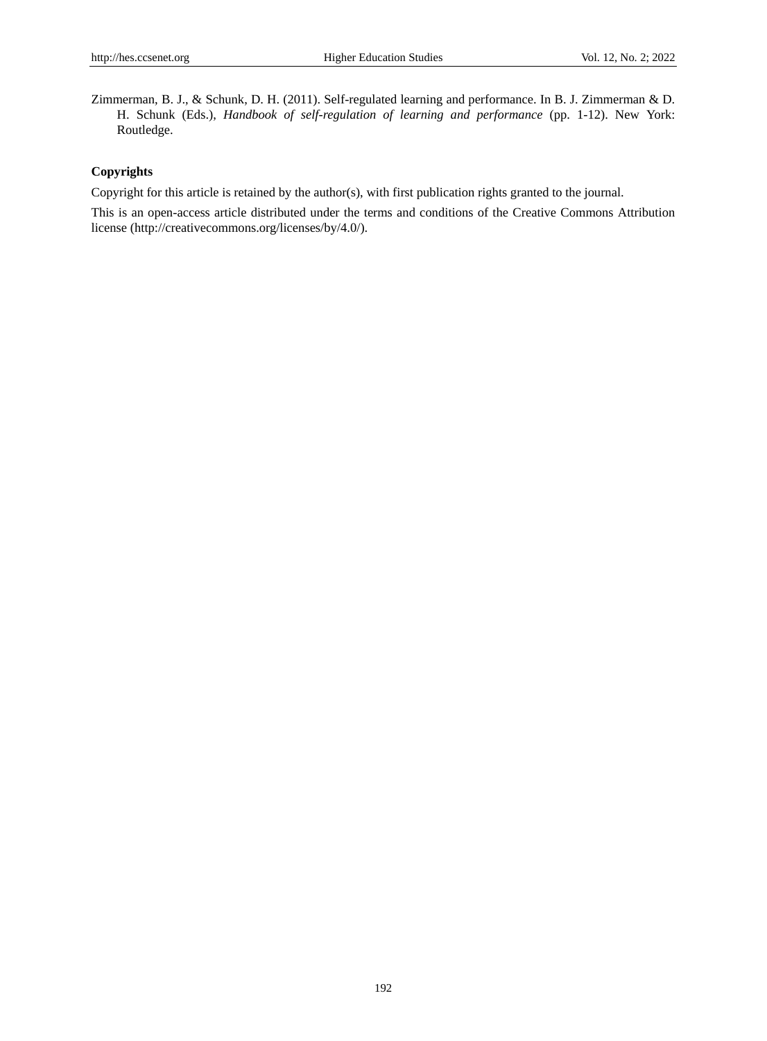Zimmerman, B. J., & Schunk, D. H. (2011). Self-regulated learning and performance. In B. J. Zimmerman & D. H. Schunk (Eds.), *Handbook of self-regulation of learning and performance* (pp. 1-12). New York: Routledge.

## Copyrights

Copyright for this article is retained by the author(s), with first publication rights granted to the journal.

This is an open-access article distributed under the terms and conditions of the Creative Commons Attribution license (http://creativecommons.org/licenses/by/4.0/).